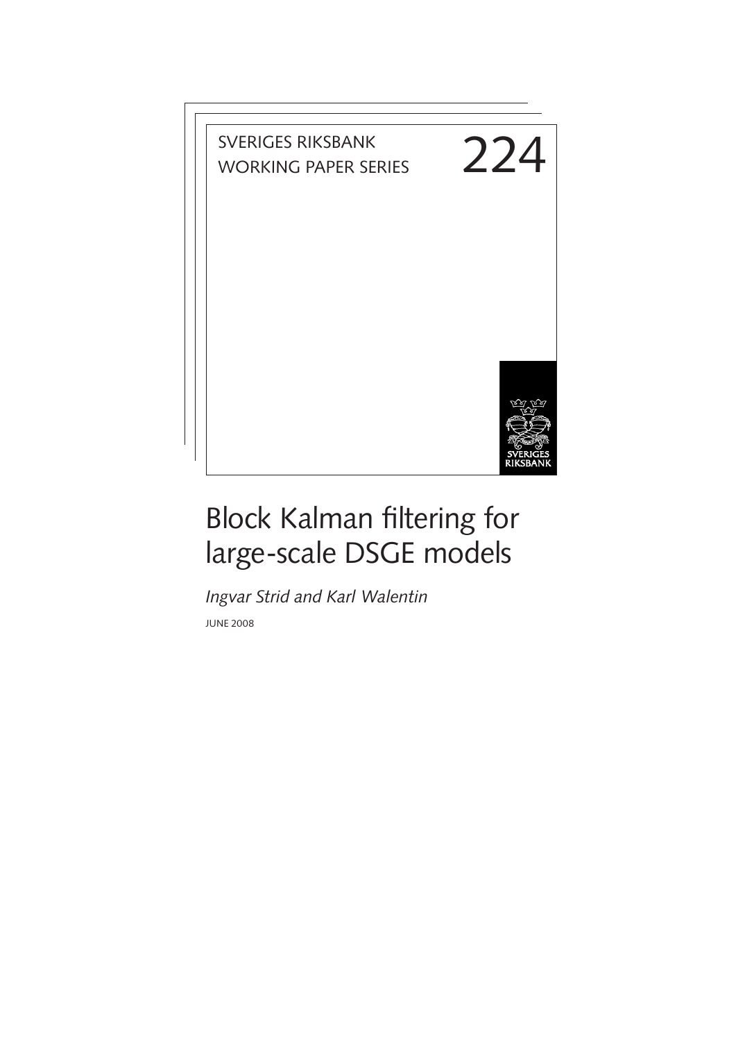SVERIGES RIKSBANK
WORKING PAPER SERIES

224

# Block Kalman filtering for large-scale DSGE models

*Ingvar Strid and Karl Walentin*

JUNE 2008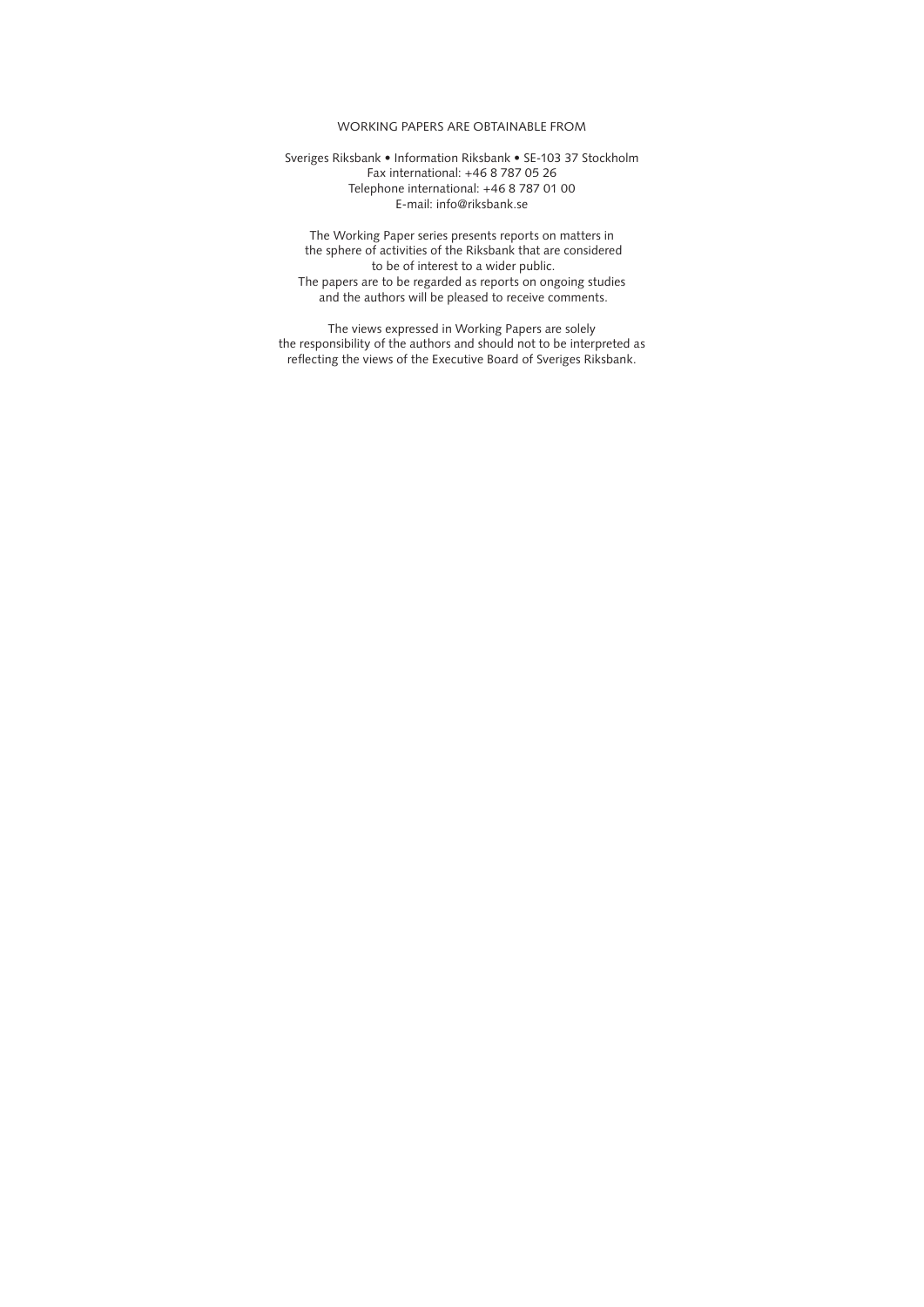WORKING PAPERS ARE OBTAINABLE FROM

Sveriges Riksbank • Information Riksbank • SE-103 37 Stockholm
Fax international: +46 8 787 05 26
Telephone international: +46 8 787 01 00
E-mail: info@riksbank.se

The Working Paper series presents reports on matters in
the sphere of activities of the Riksbank that are considered
to be of interest to a wider public.
The papers are to be regarded as reports on ongoing studies
and the authors will be pleased to receive comments.

The views expressed in Working Papers are solely
the responsibility of the authors and should not to be interpreted as
reflecting the views of the Executive Board of Sveriges Riksbank.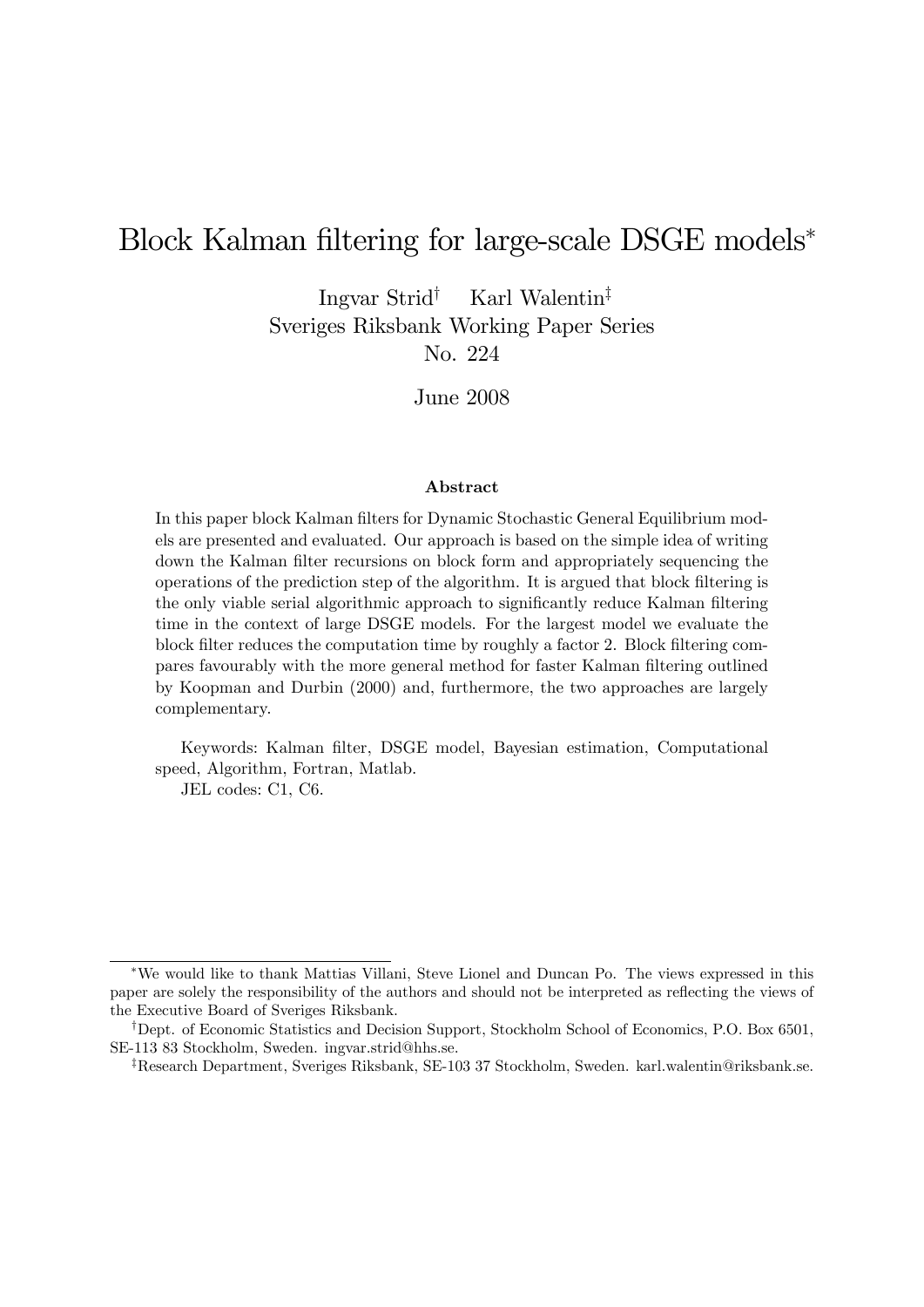# Block Kalman filtering for large-scale DSGE models[*]

Ingvar Strid[†] Karl Walentin[‡]
Sveriges Riksbank Working Paper Series
No. 224

June 2008

### Abstract

In this paper block Kalman filters for Dynamic Stochastic General Equilibrium models are presented and evaluated. Our approach is based on the simple idea of writing down the Kalman filter recursions on block form and appropriately sequencing the operations of the prediction step of the algorithm. It is argued that block filtering is the only viable serial algorithmic approach to significantly reduce Kalman filtering time in the context of large DSGE models. For the largest model we evaluate the block filter reduces the computation time by roughly a factor 2. Block filtering compares favourably with the more general method for faster Kalman filtering outlined by Koopman and Durbin (2000) and, furthermore, the two approaches are largely complementary.

Keywords: Kalman filter, DSGE model, Bayesian estimation, Computational speed, Algorithm, Fortran, Matlab.
JEL codes: C1, C6.

---

[*] We would like to thank Mattias Villani, Steve Lionel and Duncan Po. The views expressed in this paper are solely the responsibility of the authors and should not be interpreted as reflecting the views of the Executive Board of Sveriges Riksbank.

[†] Dept. of Economic Statistics and Decision Support, Stockholm School of Economics, P.O. Box 6501, SE-113 83 Stockholm, Sweden. ingvar.strid@hhs.se.

[‡] Research Department, Sveriges Riksbank, SE-103 37 Stockholm, Sweden. karl.walentin@riksbank.se.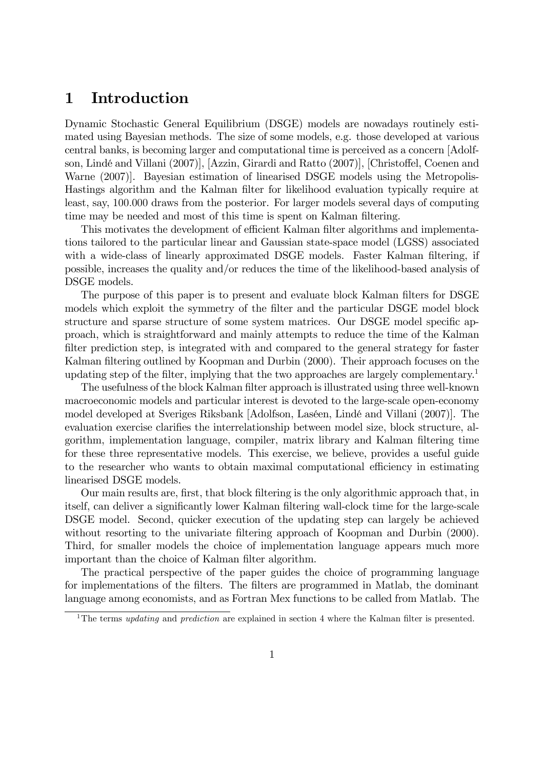# 1 Introduction

Dynamic Stochastic General Equilibrium (DSGE) models are nowadays routinely estimated using Bayesian methods. The size of some models, e.g. those developed at various central banks, is becoming larger and computational time is perceived as a concern [Adolfson, Lindé and Villani (2007)], [Azzin, Girardi and Ratto (2007)], [Christoffel, Coenen and Warne (2007)]. Bayesian estimation of linearised DSGE models using the Metropolis-Hastings algorithm and the Kalman filter for likelihood evaluation typically require at least, say, 100.000 draws from the posterior. For larger models several days of computing time may be needed and most of this time is spent on Kalman filtering.

This motivates the development of efficient Kalman filter algorithms and implementations tailored to the particular linear and Gaussian state-space model (LGSS) associated with a wide-class of linearly approximated DSGE models. Faster Kalman filtering, if possible, increases the quality and/or reduces the time of the likelihood-based analysis of DSGE models.

The purpose of this paper is to present and evaluate block Kalman filters for DSGE models which exploit the symmetry of the filter and the particular DSGE model block structure and sparse structure of some system matrices. Our DSGE model specific approach, which is straightforward and mainly attempts to reduce the time of the Kalman filter prediction step, is integrated with and compared to the general strategy for faster Kalman filtering outlined by Koopman and Durbin (2000). Their approach focuses on the updating step of the filter, implying that the two approaches are largely complementary.[1]

The usefulness of the block Kalman filter approach is illustrated using three well-known macroeconomic models and particular interest is devoted to the large-scale open-economy model developed at Sveriges Riksbank [Adolfson, Laséen, Lindé and Villani (2007)]. The evaluation exercise clarifies the interrelationship between model size, block structure, algorithm, implementation language, compiler, matrix library and Kalman filtering time for these three representative models. This exercise, we believe, provides a useful guide to the researcher who wants to obtain maximal computational efficiency in estimating linearised DSGE models.

Our main results are, first, that block filtering is the only algorithmic approach that, in itself, can deliver a significantly lower Kalman filtering wall-clock time for the large-scale DSGE model. Second, quicker execution of the updating step can largely be achieved without resorting to the univariate filtering approach of Koopman and Durbin (2000). Third, for smaller models the choice of implementation language appears much more important than the choice of Kalman filter algorithm.

The practical perspective of the paper guides the choice of programming language for implementations of the filters. The filters are programmed in Matlab, the dominant language among economists, and as Fortran Mex functions to be called from Matlab. The

[1] The terms *updating* and *prediction* are explained in section 4 where the Kalman filter is presented.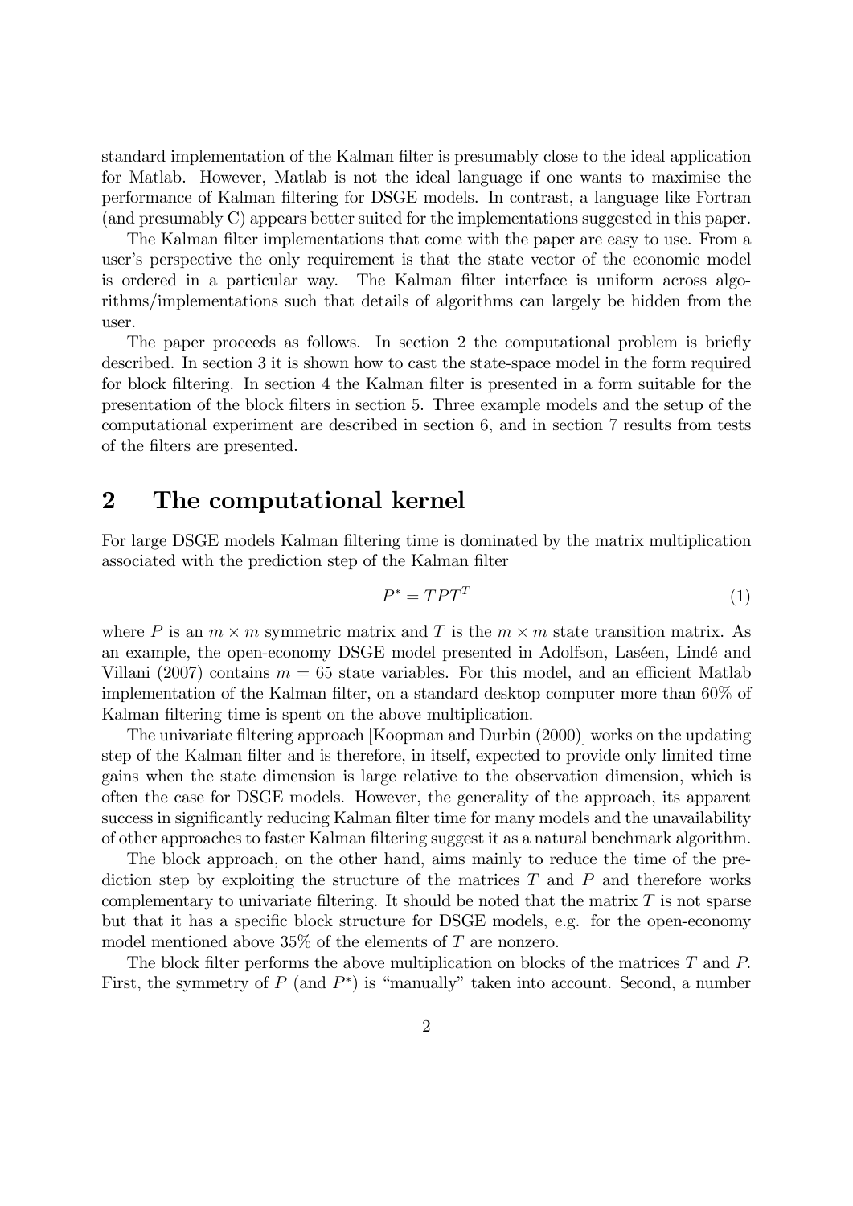standard implementation of the Kalman filter is presumably close to the ideal application for Matlab. However, Matlab is not the ideal language if one wants to maximise the performance of Kalman filtering for DSGE models. In contrast, a language like Fortran (and presumably C) appears better suited for the implementations suggested in this paper.

The Kalman filter implementations that come with the paper are easy to use. From a user's perspective the only requirement is that the state vector of the economic model is ordered in a particular way. The Kalman filter interface is uniform across algorithms/implementations such that details of algorithms can largely be hidden from the user.

The paper proceeds as follows. In section 2 the computational problem is briefly described. In section 3 it is shown how to cast the state-space model in the form required for block filtering. In section 4 the Kalman filter is presented in a form suitable for the presentation of the block filters in section 5. Three example models and the setup of the computational experiment are described in section 6, and in section 7 results from tests of the filters are presented.

## 2 The computational kernel

For large DSGE models Kalman filtering time is dominated by the matrix multiplication associated with the prediction step of the Kalman filter

$$P^{*} = TPT^{T} \tag{1}$$

where $P$ is an $m \times m$ symmetric matrix and $T$ is the $m \times m$ state transition matrix. As an example, the open-economy DSGE model presented in Adolfson, Laséen, Lindé and Villani (2007) contains $m = 65$ state variables. For this model, and an efficient Matlab implementation of the Kalman filter, on a standard desktop computer more than 60% of Kalman filtering time is spent on the above multiplication.

The univariate filtering approach [Koopman and Durbin (2000)] works on the updating step of the Kalman filter and is therefore, in itself, expected to provide only limited time gains when the state dimension is large relative to the observation dimension, which is often the case for DSGE models. However, the generality of the approach, its apparent success in significantly reducing Kalman filter time for many models and the unavailability of other approaches to faster Kalman filtering suggest it as a natural benchmark algorithm.

The block approach, on the other hand, aims mainly to reduce the time of the prediction step by exploiting the structure of the matrices $T$ and $P$ and therefore works complementary to univariate filtering. It should be noted that the matrix $T$ is not sparse but that it has a specific block structure for DSGE models, e.g. for the open-economy model mentioned above 35% of the elements of $T$ are nonzero.

The block filter performs the above multiplication on blocks of the matrices $T$ and $P$. First, the symmetry of $P$ (and $P^{*}$) is "manually" taken into account. Second, a number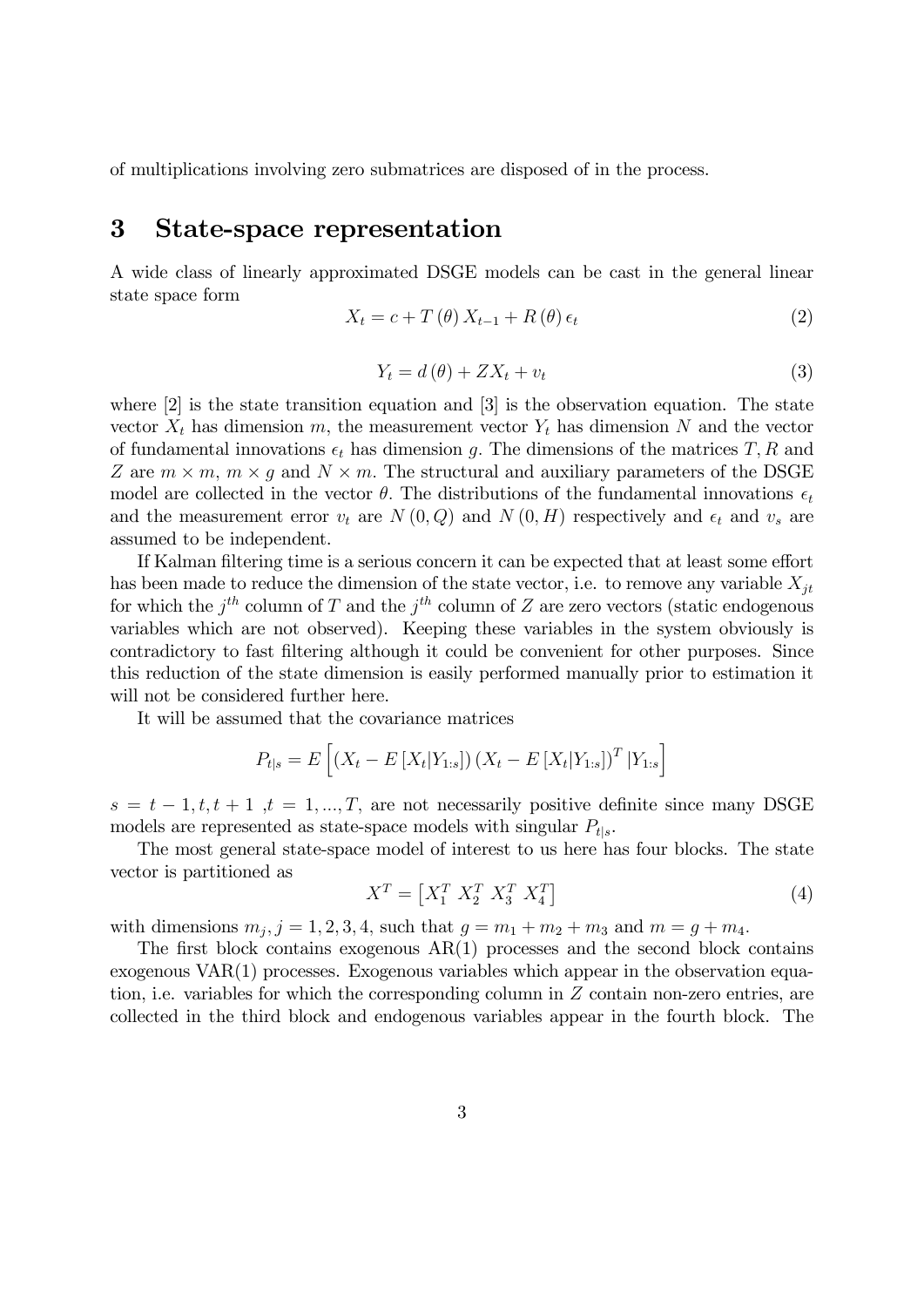of multiplications involving zero submatrices are disposed of in the process.

## 3 State-space representation

A wide class of linearly approximated DSGE models can be cast in the general linear state space form

$$X_t = c + T(\theta) X_{t-1} + R(\theta) \epsilon_t \tag{2}$$

$$Y_t = d(\theta) + Z X_t + v_t \tag{3}$$

where [2] is the state transition equation and [3] is the observation equation. The state vector $X_t$ has dimension $m$, the measurement vector $Y_t$ has dimension $N$ and the vector of fundamental innovations $\epsilon_t$ has dimension $g$. The dimensions of the matrices $T, R$ and $Z$ are $m \times m$, $m \times g$ and $N \times m$. The structural and auxiliary parameters of the DSGE model are collected in the vector $\theta$. The distributions of the fundamental innovations $\epsilon_t$ and the measurement error $v_t$ are $N(0, Q)$ and $N(0, H)$ respectively and $\epsilon_t$ and $v_s$ are assumed to be independent.

If Kalman filtering time is a serious concern it can be expected that at least some effort has been made to reduce the dimension of the state vector, i.e. to remove any variable $X_{jt}$ for which the $j^{th}$ column of $T$ and the $j^{th}$ column of $Z$ are zero vectors (static endogenous variables which are not observed). Keeping these variables in the system obviously is contradictory to fast filtering although it could be convenient for other purposes. Since this reduction of the state dimension is easily performed manually prior to estimation it will not be considered further here.

It will be assumed that the covariance matrices

$$P_{t|s} = E\left[ \left( X_t - E\left[ X_t | Y_{1:s} \right] \right) \left( X_t - E\left[ X_t | Y_{1:s} \right] \right)^T | Y_{1:s} \right]$$

$s = t-1, t, t+1$ ,$t = 1, ..., T$, are not necessarily positive definite since many DSGE models are represented as state-space models with singular $P_{t|s}$.

The most general state-space model of interest to us here has four blocks. The state vector is partitioned as

$$X^T = \begin{bmatrix} X_1^T & X_2^T & X_3^T & X_4^T \end{bmatrix} \tag{4}$$

with dimensions $m_j, j = 1, 2, 3, 4$, such that $g = m_1 + m_2 + m_3$ and $m = g + m_4$.

The first block contains exogenous AR(1) processes and the second block contains exogenous VAR(1) processes. Exogenous variables which appear in the observation equation, i.e. variables for which the corresponding column in $Z$ contain non-zero entries, are collected in the third block and endogenous variables appear in the fourth block. The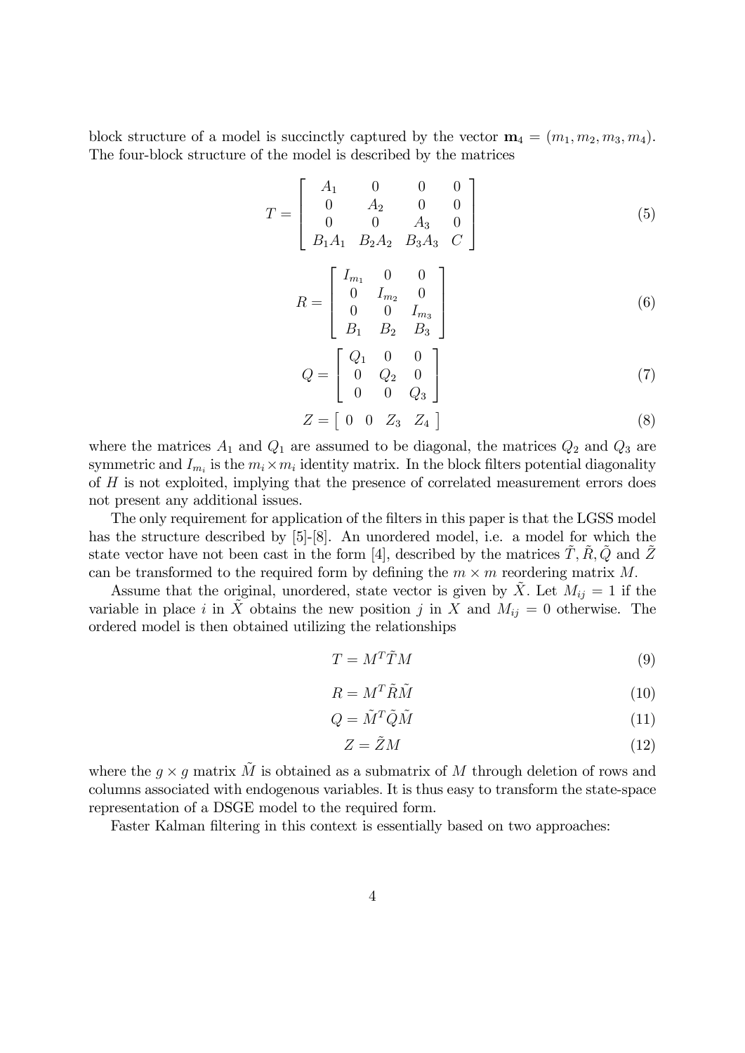block structure of a model is succinctly captured by the vector $\mathbf{m}_4 = (m_1, m_2, m_3, m_4)$. The four-block structure of the model is described by the matrices

$$T = \begin{bmatrix} A_1 & 0 & 0 & 0 \\ 0 & A_2 & 0 & 0 \\ 0 & 0 & A_3 & 0 \\ B_1 A_1 & B_2 A_2 & B_3 A_3 & C \end{bmatrix} \tag{5}$$

$$R = \begin{bmatrix} I_{m_1} & 0 & 0 \\ 0 & I_{m_2} & 0 \\ 0 & 0 & I_{m_3} \\ B_1 & B_2 & B_3 \end{bmatrix} \tag{6}$$

$$Q = \begin{bmatrix} Q_1 & 0 & 0 \\ 0 & Q_2 & 0 \\ 0 & 0 & Q_3 \end{bmatrix} \tag{7}$$

$$Z = \begin{bmatrix} 0 & 0 & Z_3 & Z_4 \end{bmatrix} \tag{8}$$

where the matrices $A_1$ and $Q_1$ are assumed to be diagonal, the matrices $Q_2$ and $Q_3$ are symmetric and $I_{m_i}$ is the $m_i \times m_i$ identity matrix. In the block filters potential diagonality of $H$ is not exploited, implying that the presence of correlated measurement errors does not present any additional issues.

The only requirement for application of the filters in this paper is that the LGSS model has the structure described by [5]-[8]. An unordered model, i.e. a model for which the state vector have not been cast in the form [4], described by the matrices $\tilde{T}, \tilde{R}, \tilde{Q}$ and $\tilde{Z}$ can be transformed to the required form by defining the $m \times m$ reordering matrix $M$.

Assume that the original, unordered, state vector is given by $\tilde{X}$. Let $M_{ij} = 1$ if the variable in place $i$ in $\tilde{X}$ obtains the new position $j$ in $X$ and $M_{ij} = 0$ otherwise. The ordered model is then obtained utilizing the relationships

$$T = M^T \tilde{T} M \tag{9}$$

$$R = M^T \tilde{R} \tilde{M} \tag{10}$$

$$Q = \tilde{M}^T \tilde{Q} \tilde{M} \tag{11}$$

$$Z = \tilde{Z} M \tag{12}$$

where the $g \times g$ matrix $\tilde{M}$ is obtained as a submatrix of $M$ through deletion of rows and columns associated with endogenous variables. It is thus easy to transform the state-space representation of a DSGE model to the required form.

Faster Kalman filtering in this context is essentially based on two approaches: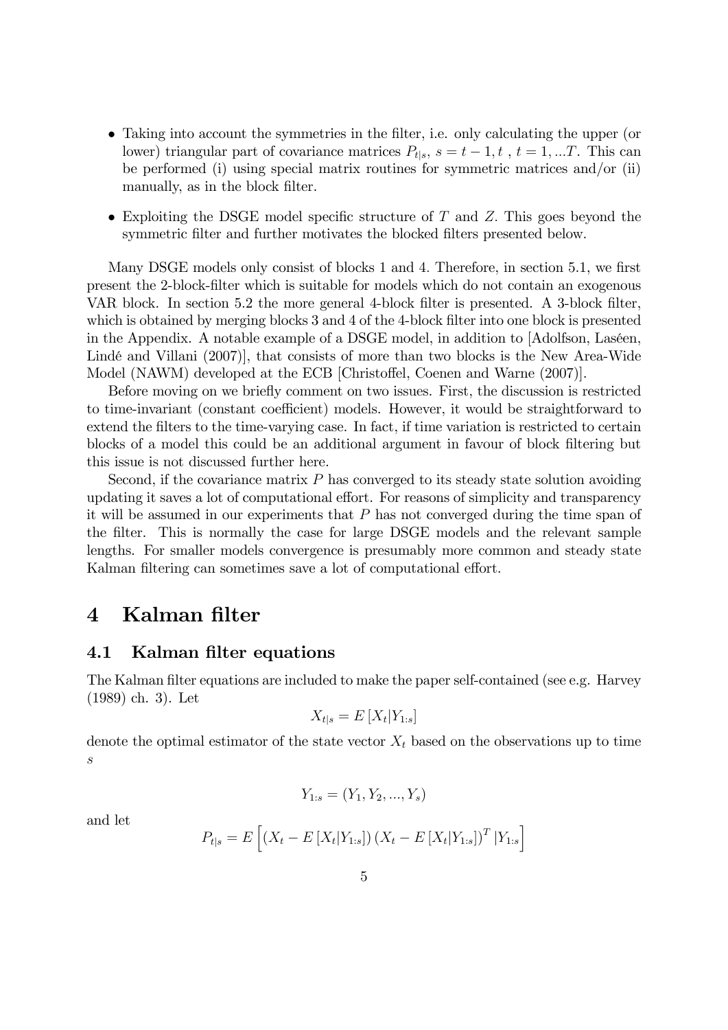- Taking into account the symmetries in the filter, i.e. only calculating the upper (or lower) triangular part of covariance matrices $P_{t|s}$, $s = t-1, t$ , $t = 1, ...T$. This can be performed (i) using special matrix routines for symmetric matrices and/or (ii) manually, as in the block filter.
- Exploiting the DSGE model specific structure of $T$ and $Z$. This goes beyond the symmetric filter and further motivates the blocked filters presented below.

Many DSGE models only consist of blocks 1 and 4. Therefore, in section 5.1, we first present the 2-block-filter which is suitable for models which do not contain an exogenous VAR block. In section 5.2 the more general 4-block filter is presented. A 3-block filter, which is obtained by merging blocks 3 and 4 of the 4-block filter into one block is presented in the Appendix. A notable example of a DSGE model, in addition to [Adolfson, Laséen, Lindé and Villani (2007)], that consists of more than two blocks is the New Area-Wide Model (NAWM) developed at the ECB [Christoffel, Coenen and Warne (2007)].

Before moving on we briefly comment on two issues. First, the discussion is restricted to time-invariant (constant coefficient) models. However, it would be straightforward to extend the filters to the time-varying case. In fact, if time variation is restricted to certain blocks of a model this could be an additional argument in favour of block filtering but this issue is not discussed further here.

Second, if the covariance matrix $P$ has converged to its steady state solution avoiding updating it saves a lot of computational effort. For reasons of simplicity and transparency it will be assumed in our experiments that $P$ has not converged during the time span of the filter. This is normally the case for large DSGE models and the relevant sample lengths. For smaller models convergence is presumably more common and steady state Kalman filtering can sometimes save a lot of computational effort.

# 4 Kalman filter

## 4.1 Kalman filter equations

The Kalman filter equations are included to make the paper self-contained (see e.g. Harvey (1989) ch. 3). Let

$$X_{t|s} = E\left[X_t | Y_{1:s}\right]$$

denote the optimal estimator of the state vector $X_t$ based on the observations up to time $s$

$$Y_{1:s} = (Y_1, Y_2, ..., Y_s)$$

and let

$$P_{t|s} = E\left[\left(X_t - E\left[X_t | Y_{1:s}\right]\right)\left(X_t - E\left[X_t | Y_{1:s}\right]\right)^T | Y_{1:s}\right]$$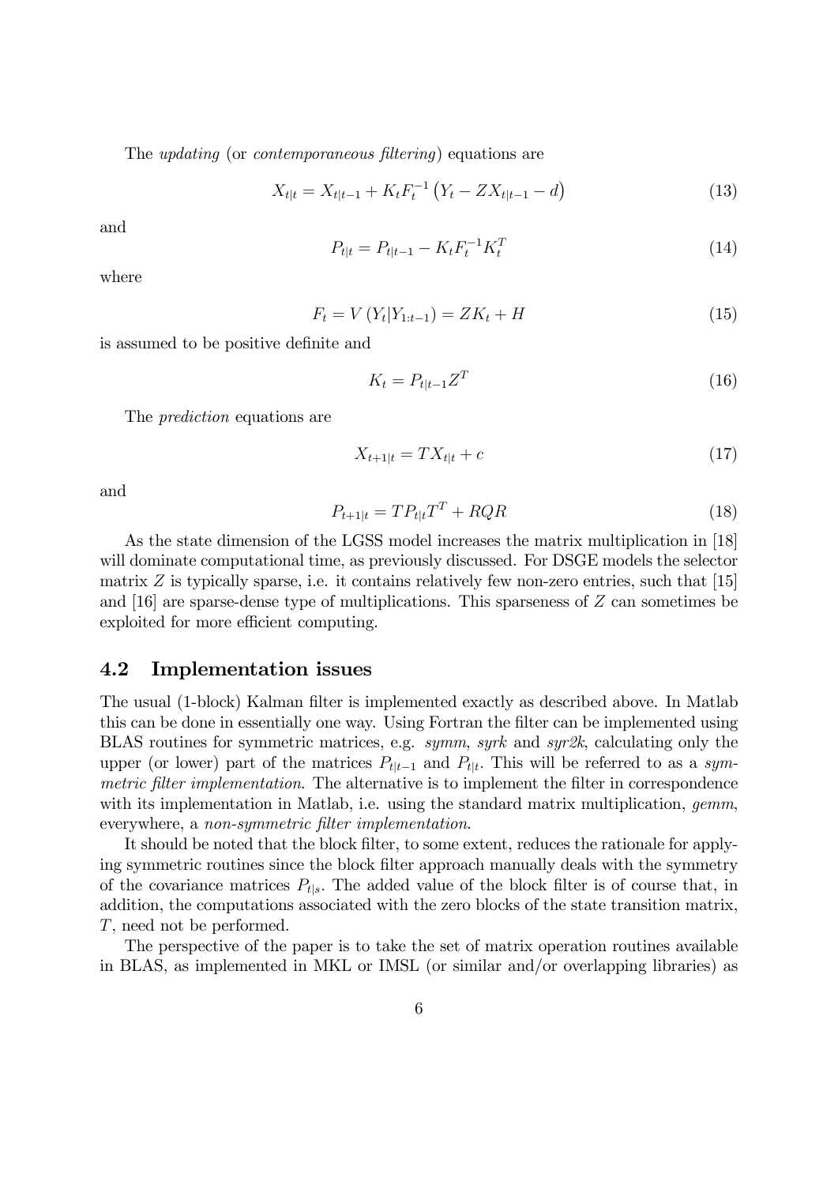The *updating* (or *contemporaneous filtering*) equations are

$$X_{t|t} = X_{t|t-1} + K_t F_t^{-1} \left( Y_t - Z X_{t|t-1} - d \right) \tag{13}$$

and

$$P_{t|t} = P_{t|t-1} - K_t F_t^{-1} K_t^T \tag{14}$$

where

$$F_t = V \left( Y_t | Y_{1:t-1} \right) = Z K_t + H \tag{15}$$

is assumed to be positive definite and

$$K_t = P_{t|t-1} Z^T \tag{16}$$

The *prediction* equations are

$$X_{t+1|t} = T X_{t|t} + c \tag{17}$$

and

$$P_{t+1|t} = T P_{t|t} T^T + RQR \tag{18}$$

As the state dimension of the LGSS model increases the matrix multiplication in [18] will dominate computational time, as previously discussed. For DSGE models the selector matrix $Z$ is typically sparse, i.e. it contains relatively few non-zero entries, such that [15] and [16] are sparse-dense type of multiplications. This sparseness of $Z$ can sometimes be exploited for more efficient computing.

## 4.2 Implementation issues

The usual (1-block) Kalman filter is implemented exactly as described above. In Matlab this can be done in essentially one way. Using Fortran the filter can be implemented using BLAS routines for symmetric matrices, e.g. *symm*, *syrk* and *syr2k*, calculating only the upper (or lower) part of the matrices $P_{t|t-1}$ and $P_{t|t}$. This will be referred to as a *symmetric filter implementation*. The alternative is to implement the filter in correspondence with its implementation in Matlab, i.e. using the standard matrix multiplication, *gemm*, everywhere, a *non-symmetric filter implementation*.

It should be noted that the block filter, to some extent, reduces the rationale for applying symmetric routines since the block filter approach manually deals with the symmetry of the covariance matrices $P_{t|s}$. The added value of the block filter is of course that, in addition, the computations associated with the zero blocks of the state transition matrix, $T$, need not be performed.

The perspective of the paper is to take the set of matrix operation routines available in BLAS, as implemented in MKL or IMSL (or similar and/or overlapping libraries) as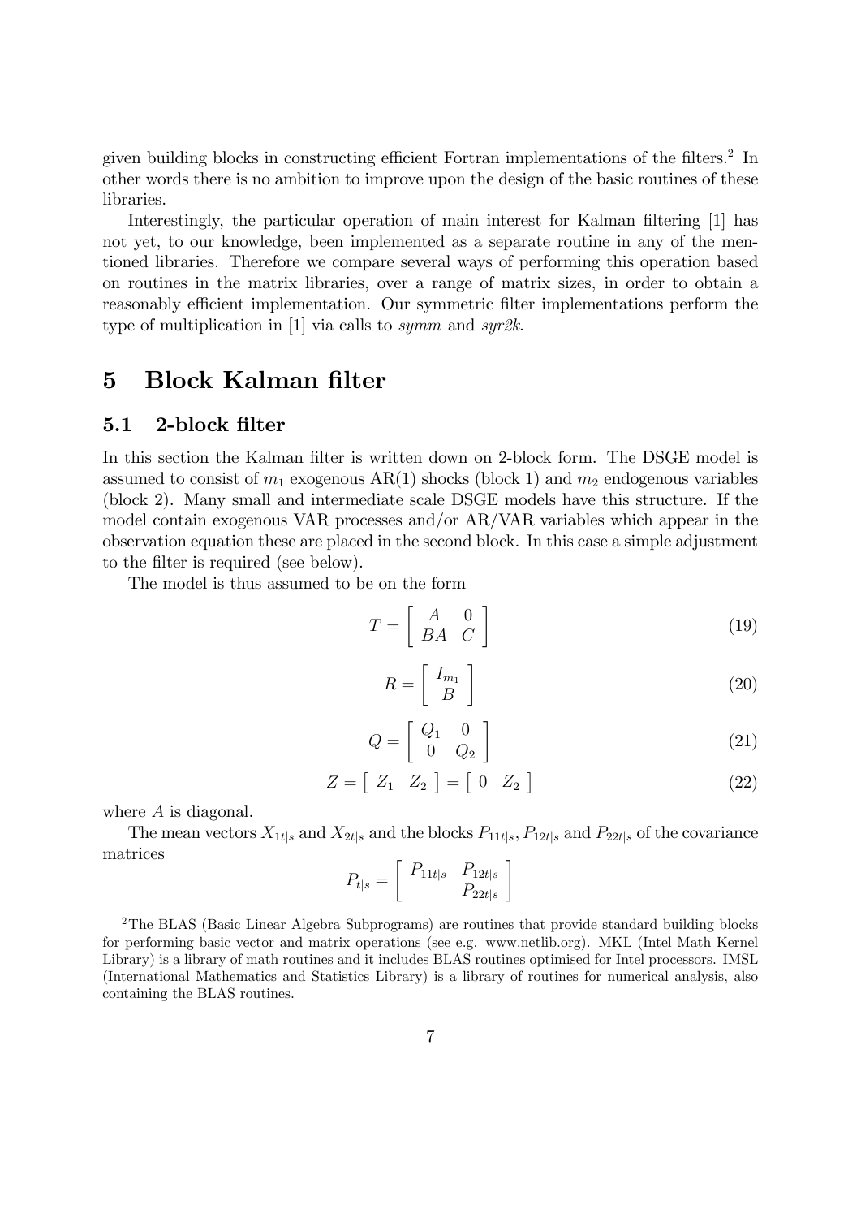given building blocks in constructing efficient Fortran implementations of the filters.[2] In other words there is no ambition to improve upon the design of the basic routines of these libraries.

Interestingly, the particular operation of main interest for Kalman filtering [1] has not yet, to our knowledge, been implemented as a separate routine in any of the mentioned libraries. Therefore we compare several ways of performing this operation based on routines in the matrix libraries, over a range of matrix sizes, in order to obtain a reasonably efficient implementation. Our symmetric filter implementations perform the type of multiplication in [1] via calls to *symm* and *syr2k*.

# 5 Block Kalman filter

## 5.1 2-block filter

In this section the Kalman filter is written down on 2-block form. The DSGE model is assumed to consist of $m_1$ exogenous AR(1) shocks (block 1) and $m_2$ endogenous variables (block 2). Many small and intermediate scale DSGE models have this structure. If the model contain exogenous VAR processes and/or AR/VAR variables which appear in the observation equation these are placed in the second block. In this case a simple adjustment to the filter is required (see below).

The model is thus assumed to be on the form

$$T = \begin{bmatrix} A & 0 \\ BA & C \end{bmatrix} \tag{19}$$

$$R = \begin{bmatrix} I_{m_1} \\ B \end{bmatrix} \tag{20}$$

$$Q = \begin{bmatrix} Q_1 & 0 \\ 0 & Q_2 \end{bmatrix} \tag{21}$$

$$Z = \begin{bmatrix} Z_1 & Z_2 \end{bmatrix} = \begin{bmatrix} 0 & Z_2 \end{bmatrix} \tag{22}$$

where $A$ is diagonal.

The mean vectors $X_{1t|s}$ and $X_{2t|s}$ and the blocks $P_{11t|s}$, $P_{12t|s}$ and $P_{22t|s}$ of the covariance matrices

$$P_{t|s} = \begin{bmatrix} P_{11t|s} & P_{12t|s} \\ & P_{22t|s} \end{bmatrix}$$

[2] The BLAS (Basic Linear Algebra Subprograms) are routines that provide standard building blocks for performing basic vector and matrix operations (see e.g. www.netlib.org). MKL (Intel Math Kernel Library) is a library of math routines and it includes BLAS routines optimised for Intel processors. IMSL (International Mathematics and Statistics Library) is a library of routines for numerical analysis, also containing the BLAS routines.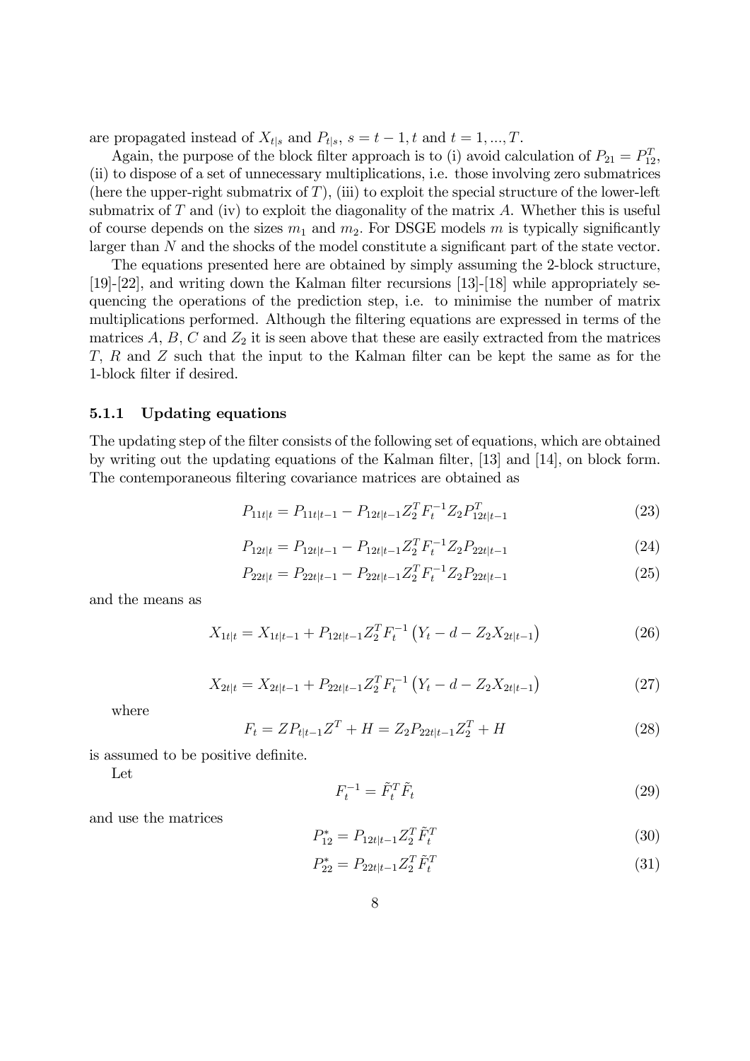are propagated instead of $X_{t|s}$ and $P_{t|s}$, $s = t-1, t$ and $t = 1, ..., T$.

Again, the purpose of the block filter approach is to (i) avoid calculation of $P_{21} = P_{12}^T$, (ii) to dispose of a set of unnecessary multiplications, i.e. those involving zero submatrices (here the upper-right submatrix of $T$), (iii) to exploit the special structure of the lower-left submatrix of $T$ and (iv) to exploit the diagonality of the matrix $A$. Whether this is useful of course depends on the sizes $m_1$ and $m_2$. For DSGE models $m$ is typically significantly larger than $N$ and the shocks of the model constitute a significant part of the state vector.

The equations presented here are obtained by simply assuming the 2-block structure, [19]-[22], and writing down the Kalman filter recursions [13]-[18] while appropriately sequencing the operations of the prediction step, i.e. to minimise the number of matrix multiplications performed. Although the filtering equations are expressed in terms of the matrices $A$, $B$, $C$ and $Z_2$ it is seen above that these are easily extracted from the matrices $T$, $R$ and $Z$ such that the input to the Kalman filter can be kept the same as for the 1-block filter if desired.

### 5.1.1 Updating equations

The updating step of the filter consists of the following set of equations, which are obtained by writing out the updating equations of the Kalman filter, [13] and [14], on block form. The contemporaneous filtering covariance matrices are obtained as

$$P_{11t|t} = P_{11t|t-1} - P_{12t|t-1} Z_2^T F_t^{-1} Z_2 P_{12t|t-1}^T \tag{23}$$

$$P_{12t|t} = P_{12t|t-1} - P_{12t|t-1} Z_2^T F_t^{-1} Z_2 P_{22t|t-1} \tag{24}$$

$$P_{22t|t} = P_{22t|t-1} - P_{22t|t-1} Z_2^T F_t^{-1} Z_2 P_{22t|t-1} \tag{25}$$

and the means as

$$X_{1t|t} = X_{1t|t-1} + P_{12t|t-1} Z_2^T F_t^{-1} \left( Y_t - d - Z_2 X_{2t|t-1} \right) \tag{26}$$

$$X_{2t|t} = X_{2t|t-1} + P_{22t|t-1} Z_2^T F_t^{-1} \left( Y_t - d - Z_2 X_{2t|t-1} \right) \tag{27}$$

where

$$F_t = Z P_{t|t-1} Z^T + H = Z_2 P_{22t|t-1} Z_2^T + H \tag{28}$$

is assumed to be positive definite.

Let

$$F_t^{-1} = \tilde{F}_t^T \tilde{F}_t \tag{29}$$

and use the matrices

$$P_{12}^* = P_{12t|t-1} Z_2^T \tilde{F}_t^T \tag{30}$$

$$P_{22}^* = P_{22t|t-1} Z_2^T \tilde{F}_t^T \tag{31}$$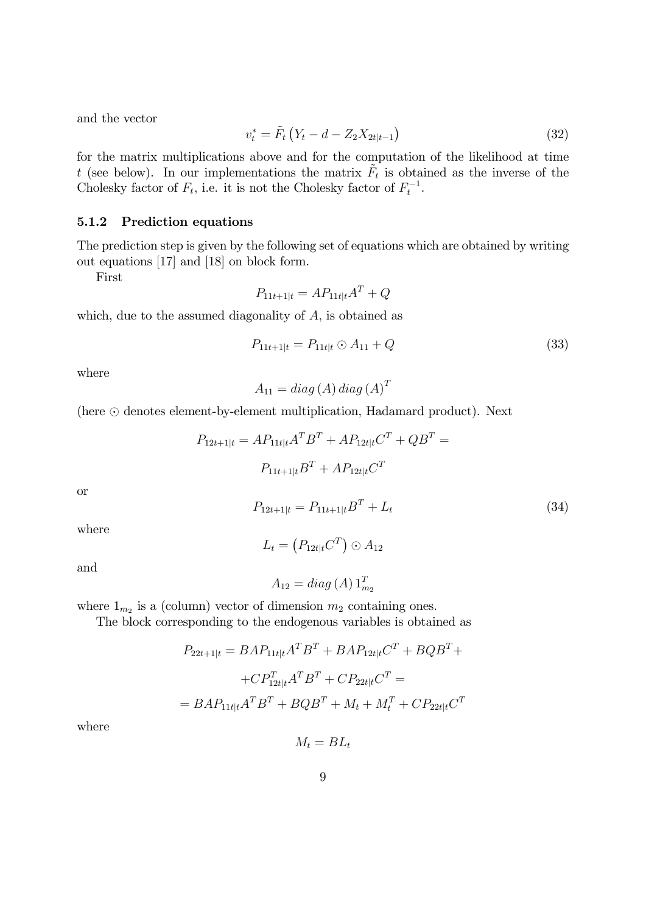and the vector

$$v_t^* = \tilde{F}_t \left( Y_t - d - Z_2 X_{2t|t-1} \right) \tag{32}$$

for the matrix multiplications above and for the computation of the likelihood at time $t$ (see below). In our implementations the matrix $\tilde{F}_t$ is obtained as the inverse of the Cholesky factor of $F_t$, i.e. it is not the Cholesky factor of $F_t^{-1}$.

#### 5.1.2 Prediction equations

The prediction step is given by the following set of equations which are obtained by writing out equations [17] and [18] on block form.

First

$$P_{11t+1|t} = AP_{11t|t}A^T + Q$$

which, due to the assumed diagonality of $A$, is obtained as

$$P_{11t+1|t} = P_{11t|t} \odot A_{11} + Q \tag{33}$$

where

$$A_{11} = diag\,(A)\, diag\,(A)^T$$

(here $\odot$ denotes element-by-element multiplication, Hadamard product). Next

$$P_{12t+1|t} = AP_{11t|t}A^T B^T + AP_{12t|t}C^T + QB^T =$$

$$P_{11t+1|t}B^T + AP_{12t|t}C^T$$

or

$$P_{12t+1|t} = P_{11t+1|t}B^T + L_t \tag{34}$$

where

$$L_t = \left( P_{12t|t}C^T \right) \odot A_{12}$$

and

$$A_{12} = diag\,(A)\, 1_{m_2}^T$$

where $1_{m_2}$ is a (column) vector of dimension $m_2$ containing ones.

The block corresponding to the endogenous variables is obtained as

$$P_{22t+1|t} = BAP_{11t|t}A^T B^T + BAP_{12t|t}C^T + BQB^T +$$

$$+ CP_{12t|t}^T A^T B^T + CP_{22t|t}C^T =$$

$$= BAP_{11t|t}A^T B^T + BQB^T + M_t + M_t^T + CP_{22t|t}C^T$$

where

$$M_t = BL_t$$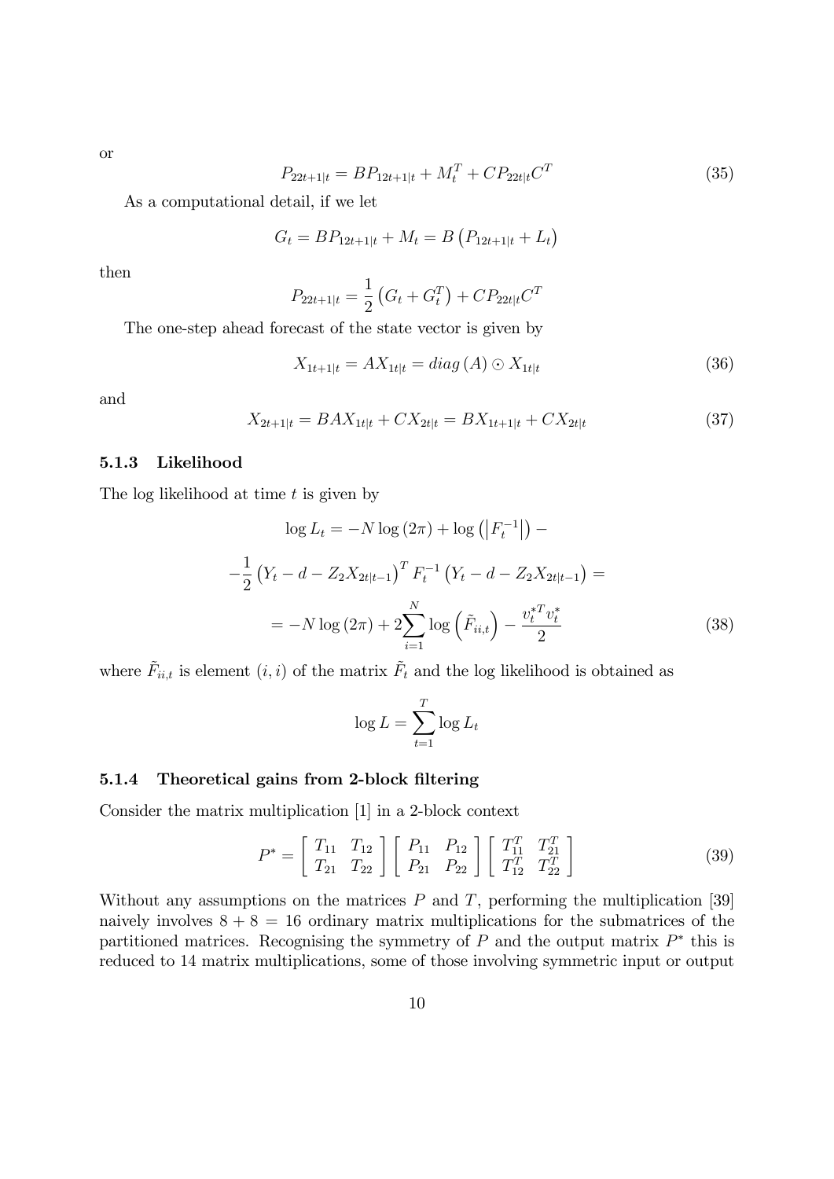or

$$P_{22t+1|t} = BP_{12t+1|t} + M_t^T + CP_{22t|t}C^T \tag{35}$$

As a computational detail, if we let

$$G_t = BP_{12t+1|t} + M_t = B\left(P_{12t+1|t} + L_t\right)$$

then

$$P_{22t+1|t} = \frac{1}{2}\left(G_t + G_t^T\right) + CP_{22t|t}C^T$$

The one-step ahead forecast of the state vector is given by

$$X_{1t+1|t} = AX_{1t|t} = diag\,(A) \odot X_{1t|t} \tag{36}$$

and

$$X_{2t+1|t} = BAX_{1t|t} + CX_{2t|t} = BX_{1t+1|t} + CX_{2t|t} \tag{37}$$

#### 5.1.3 Likelihood

The log likelihood at time $t$ is given by

$$\log L_t = -N\log(2\pi) + \log\left(\left|F_t^{-1}\right|\right) -$$

$$-\frac{1}{2}\left(Y_t - d - Z_2X_{2t|t-1}\right)^T F_t^{-1}\left(Y_t - d - Z_2X_{2t|t-1}\right) =$$

$$= -N\log(2\pi) + 2\sum_{i=1}^{N}\log\left(\tilde{F}_{ii,t}\right) - \frac{v_t^{*T}v_t^*}{2} \tag{38}$$

where $\tilde{F}_{ii,t}$ is element $(i,i)$ of the matrix $\tilde{F}_t$ and the log likelihood is obtained as

$$\log L = \sum_{t=1}^{T}\log L_t$$

#### 5.1.4 Theoretical gains from 2-block filtering

Consider the matrix multiplication [1] in a 2-block context

$$P^* = \begin{bmatrix} T_{11} & T_{12} \\ T_{21} & T_{22} \end{bmatrix}\begin{bmatrix} P_{11} & P_{12} \\ P_{21} & P_{22} \end{bmatrix}\begin{bmatrix} T_{11}^T & T_{21}^T \\ T_{12}^T & T_{22}^T \end{bmatrix} \tag{39}$$

Without any assumptions on the matrices $P$ and $T$, performing the multiplication [39] naively involves $8 + 8 = 16$ ordinary matrix multiplications for the submatrices of the partitioned matrices. Recognising the symmetry of $P$ and the output matrix $P^*$ this is reduced to 14 matrix multiplications, some of those involving symmetric input or output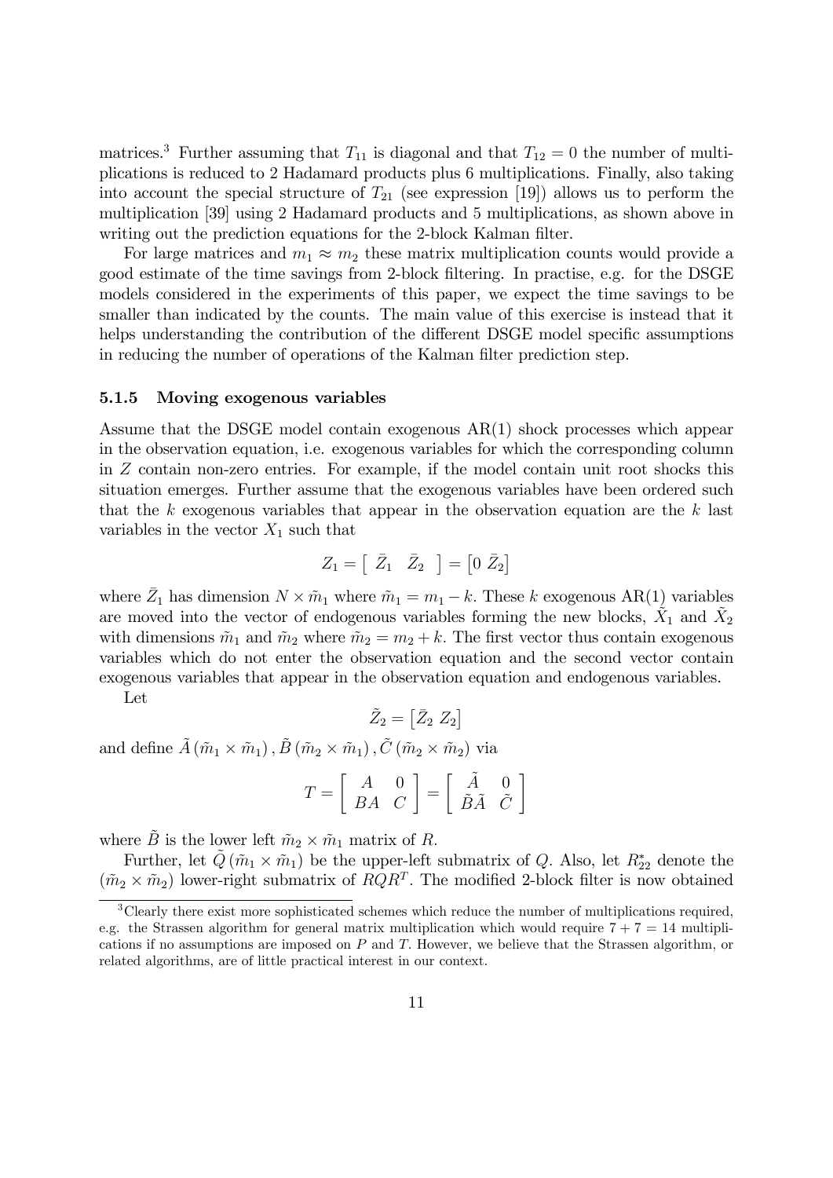matrices.[3] Further assuming that $T_{11}$ is diagonal and that $T_{12} = 0$ the number of multiplications is reduced to 2 Hadamard products plus 6 multiplications. Finally, also taking into account the special structure of $T_{21}$ (see expression [19]) allows us to perform the multiplication [39] using 2 Hadamard products and 5 multiplications, as shown above in writing out the prediction equations for the 2-block Kalman filter.

For large matrices and $m_1 \approx m_2$ these matrix multiplication counts would provide a good estimate of the time savings from 2-block filtering. In practise, e.g. for the DSGE models considered in the experiments of this paper, we expect the time savings to be smaller than indicated by the counts. The main value of this exercise is instead that it helps understanding the contribution of the different DSGE model specific assumptions in reducing the number of operations of the Kalman filter prediction step.

#### 5.1.5 Moving exogenous variables

Assume that the DSGE model contain exogenous AR(1) shock processes which appear in the observation equation, i.e. exogenous variables for which the corresponding column in $Z$ contain non-zero entries. For example, if the model contain unit root shocks this situation emerges. Further assume that the exogenous variables have been ordered such that the $k$ exogenous variables that appear in the observation equation are the $k$ last variables in the vector $X_1$ such that

$$Z_1 = \begin{bmatrix} \bar{Z}_1 & \bar{Z}_2 \end{bmatrix} = \begin{bmatrix} 0 \ \bar{Z}_2 \end{bmatrix}$$

where $\bar{Z}_1$ has dimension $N \times \tilde{m}_1$ where $\tilde{m}_1 = m_1 - k$. These $k$ exogenous AR(1) variables are moved into the vector of endogenous variables forming the new blocks, $\tilde{X}_1$ and $\tilde{X}_2$ with dimensions $\tilde{m}_1$ and $\tilde{m}_2$ where $\tilde{m}_2 = m_2 + k$. The first vector thus contain exogenous variables which do not enter the observation equation and the second vector contain exogenous variables that appear in the observation equation and endogenous variables.

Let

$$\tilde{Z}_2 = \begin{bmatrix} \bar{Z}_2 \ Z_2 \end{bmatrix}$$

and define $\tilde{A}\left(\tilde{m}_1 \times \tilde{m}_1\right), \tilde{B}\left(\tilde{m}_2 \times \tilde{m}_1\right), \tilde{C}\left(\tilde{m}_2 \times \tilde{m}_2\right)$ via

$$T = \begin{bmatrix} A & 0 \\ BA & C \end{bmatrix} = \begin{bmatrix} \tilde{A} & 0 \\ \tilde{B}\tilde{A} & \tilde{C} \end{bmatrix}$$

where $\tilde{B}$ is the lower left $\tilde{m}_2 \times \tilde{m}_1$ matrix of $R$.

Further, let $\tilde{Q}\left(\tilde{m}_1 \times \tilde{m}_1\right)$ be the upper-left submatrix of $Q$. Also, let $R^*_{22}$ denote the $(\tilde{m}_2 \times \tilde{m}_2)$ lower-right submatrix of $RQR^T$. The modified 2-block filter is now obtained

[3] Clearly there exist more sophisticated schemes which reduce the number of multiplications required, e.g. the Strassen algorithm for general matrix multiplication which would require $7 + 7 = 14$ multiplications if no assumptions are imposed on $P$ and $T$. However, we believe that the Strassen algorithm, or related algorithms, are of little practical interest in our context.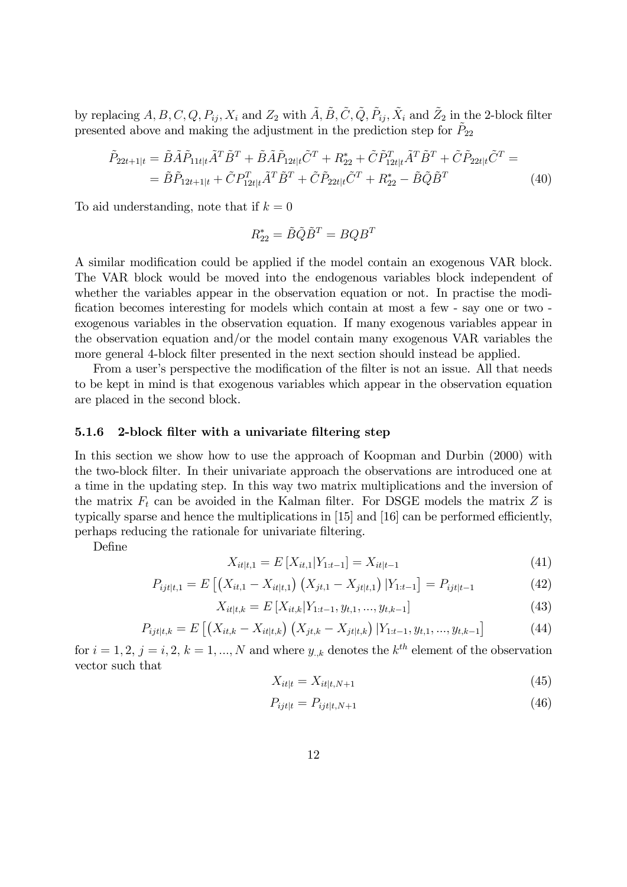by replacing $A, B, C, Q, P_{ij}, X_i$ and $Z_2$ with $\tilde{A}, \tilde{B}, \tilde{C}, \tilde{Q}, \tilde{P}_{ij}, \tilde{X}_i$ and $\tilde{Z}_2$ in the 2-block filter presented above and making the adjustment in the prediction step for $\tilde{P}_{22}$

$$
\begin{aligned}
\tilde{P}_{22t+1|t} &= \tilde{B}\tilde{A}\tilde{P}_{11t|t}\tilde{A}^T\tilde{B}^T + \tilde{B}\tilde{A}\tilde{P}_{12t|t}\tilde{C}^T + R_{22}^* + \tilde{C}\tilde{P}_{12t|t}^T\tilde{A}^T\tilde{B}^T + \tilde{C}\tilde{P}_{22t|t}\tilde{C}^T = \\
&= \tilde{B}\tilde{P}_{12t+1|t} + \tilde{C}P_{12t|t}^T\tilde{A}^T\tilde{B}^T + \tilde{C}\tilde{P}_{22t|t}\tilde{C}^T + R_{22}^* - \tilde{B}\tilde{Q}\tilde{B}^T
\end{aligned} \tag{40}
$$

To aid understanding, note that if $k = 0$

$$
R_{22}^* = \tilde{B}\tilde{Q}\tilde{B}^T = BQB^T
$$

A similar modification could be applied if the model contain an exogenous VAR block. The VAR block would be moved into the endogenous variables block independent of whether the variables appear in the observation equation or not. In practise the modification becomes interesting for models which contain at most a few - say one or two - exogenous variables in the observation equation. If many exogenous variables appear in the observation equation and/or the model contain many exogenous VAR variables the more general 4-block filter presented in the next section should instead be applied.

From a user's perspective the modification of the filter is not an issue. All that needs to be kept in mind is that exogenous variables which appear in the observation equation are placed in the second block.

#### 5.1.6 2-block filter with a univariate filtering step

In this section we show how to use the approach of Koopman and Durbin (2000) with the two-block filter. In their univariate approach the observations are introduced one at a time in the updating step. In this way two matrix multiplications and the inversion of the matrix $F_t$ can be avoided in the Kalman filter. For DSGE models the matrix $Z$ is typically sparse and hence the multiplications in [15] and [16] can be performed efficiently, perhaps reducing the rationale for univariate filtering.

Define

$$
X_{it|t,1} = E\left[X_{it,1}|Y_{1:t-1}\right] = X_{it|t-1} \tag{41}
$$

$$
P_{ijt|t,1} = E\left[\left(X_{it,1} - X_{it|t,1}\right)\left(X_{jt,1} - X_{jt|t,1}\right)|Y_{1:t-1}\right] = P_{ijt|t-1} \tag{42}
$$

$$
X_{it|t,k} = E\left[X_{it,k}|Y_{1:t-1}, y_{t,1}, ..., y_{t,k-1}\right] \tag{43}
$$

$$
P_{ijt|t,k} = E\left[\left(X_{it,k} - X_{it|t,k}\right)\left(X_{jt,k} - X_{jt|t,k}\right)|Y_{1:t-1}, y_{t,1}, ..., y_{t,k-1}\right] \tag{44}
$$

for $i = 1, 2$, $j = i, 2$, $k = 1, ..., N$ and where $y_{.,k}$ denotes the $k^{th}$ element of the observation vector such that

$$
X_{it|t} = X_{it|t,N+1} \tag{45}
$$

$$
P_{ijt|t} = P_{ijt|t,N+1} \tag{46}
$$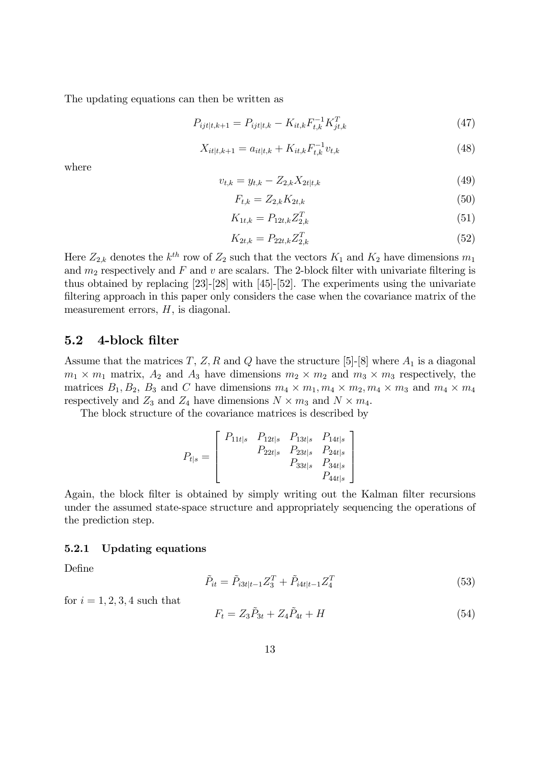The updating equations can then be written as

$$P_{ijt|t,k+1} = P_{ijt|t,k} - K_{it,k}F_{t,k}^{-1}K_{jt,k}^{T} \tag{47}$$

$$X_{it|t,k+1} = a_{it|t,k} + K_{it,k}F_{t,k}^{-1}v_{t,k} \tag{48}$$

where

$$v_{t,k} = y_{t,k} - Z_{2,k}X_{2t|t,k} \tag{49}$$

$$F_{t,k} = Z_{2,k}K_{2t,k} \tag{50}$$

$$K_{1t,k} = P_{12t,k}Z_{2,k}^{T} \tag{51}$$

$$K_{2t,k} = P_{22t,k}Z_{2,k}^{T} \tag{52}$$

Here $Z_{2,k}$ denotes the $k^{th}$ row of $Z_2$ such that the vectors $K_1$ and $K_2$ have dimensions $m_1$ and $m_2$ respectively and $F$ and $v$ are scalars. The 2-block filter with univariate filtering is thus obtained by replacing [23]-[28] with [45]-[52]. The experiments using the univariate filtering approach in this paper only considers the case when the covariance matrix of the measurement errors, $H$, is diagonal.

## 5.2 4-block filter

Assume that the matrices $T$, $Z$, $R$ and $Q$ have the structure [5]-[8] where $A_1$ is a diagonal $m_1 \times m_1$ matrix, $A_2$ and $A_3$ have dimensions $m_2 \times m_2$ and $m_3 \times m_3$ respectively, the matrices $B_1, B_2$, $B_3$ and $C$ have dimensions $m_4 \times m_1, m_4 \times m_2, m_4 \times m_3$ and $m_4 \times m_4$ respectively and $Z_3$ and $Z_4$ have dimensions $N \times m_3$ and $N \times m_4$.

The block structure of the covariance matrices is described by

$$P_{t|s} = \begin{bmatrix} P_{11t|s} & P_{12t|s} & P_{13t|s} & P_{14t|s} \\ & P_{22t|s} & P_{23t|s} & P_{24t|s} \\ & & P_{33t|s} & P_{34t|s} \\ & & & P_{44t|s} \end{bmatrix}$$

Again, the block filter is obtained by simply writing out the Kalman filter recursions under the assumed state-space structure and appropriately sequencing the operations of the prediction step.

### 5.2.1 Updating equations

Define

$$\tilde{P}_{it} = \tilde{P}_{i3t|t-1}Z_3^{T} + \tilde{P}_{i4t|t-1}Z_4^{T} \tag{53}$$

for $i = 1, 2, 3, 4$ such that

$$F_t = Z_3\tilde{P}_{3t} + Z_4\tilde{P}_{4t} + H \tag{54}$$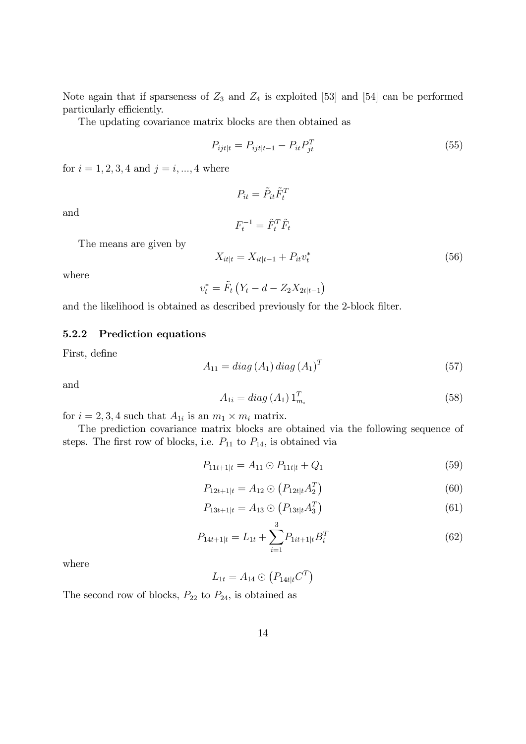Note again that if sparseness of $Z_3$ and $Z_4$ is exploited [53] and [54] can be performed particularly efficiently.

The updating covariance matrix blocks are then obtained as

$$P_{ijt|t} = P_{ijt|t-1} - P_{it} P_{jt}^T \tag{55}$$

for $i = 1, 2, 3, 4$ and $j = i, ..., 4$ where

$$P_{it} = \tilde{P}_{it} \tilde{F}_t^T$$

and

$$F_t^{-1} = \tilde{F}_t^T \tilde{F}_t$$

The means are given by

$$X_{it|t} = X_{it|t-1} + P_{it} v_t^* \tag{56}$$

where

$$v_t^* = \tilde{F}_t \left( Y_t - d - Z_2 X_{2t|t-1} \right)$$

and the likelihood is obtained as described previously for the 2-block filter.

### 5.2.2 Prediction equations

First, define

$$A_{11} = diag\left(A_1\right) diag\left(A_1\right)^T \tag{57}$$

and

$$A_{1i} = diag\left(A_1\right) 1_{m_i}^T \tag{58}$$

for $i = 2, 3, 4$ such that $A_{1i}$ is an $m_1 \times m_i$ matrix.

The prediction covariance matrix blocks are obtained via the following sequence of steps. The first row of blocks, i.e. $P_{11}$ to $P_{14}$, is obtained via

$$P_{11t+1|t} = A_{11} \odot P_{11t|t} + Q_1 \tag{59}$$

$$P_{12t+1|t} = A_{12} \odot \left( P_{12t|t} A_2^T \right) \tag{60}$$

$$P_{13t+1|t} = A_{13} \odot \left( P_{13t|t} A_3^T \right) \tag{61}$$

$$P_{14t+1|t} = L_{1t} + \sum_{i=1}^{3} P_{1it+1|t} B_i^T \tag{62}$$

where

$$L_{1t} = A_{14} \odot \left( P_{14t|t} C^T \right)$$

The second row of blocks, $P_{22}$ to $P_{24}$, is obtained as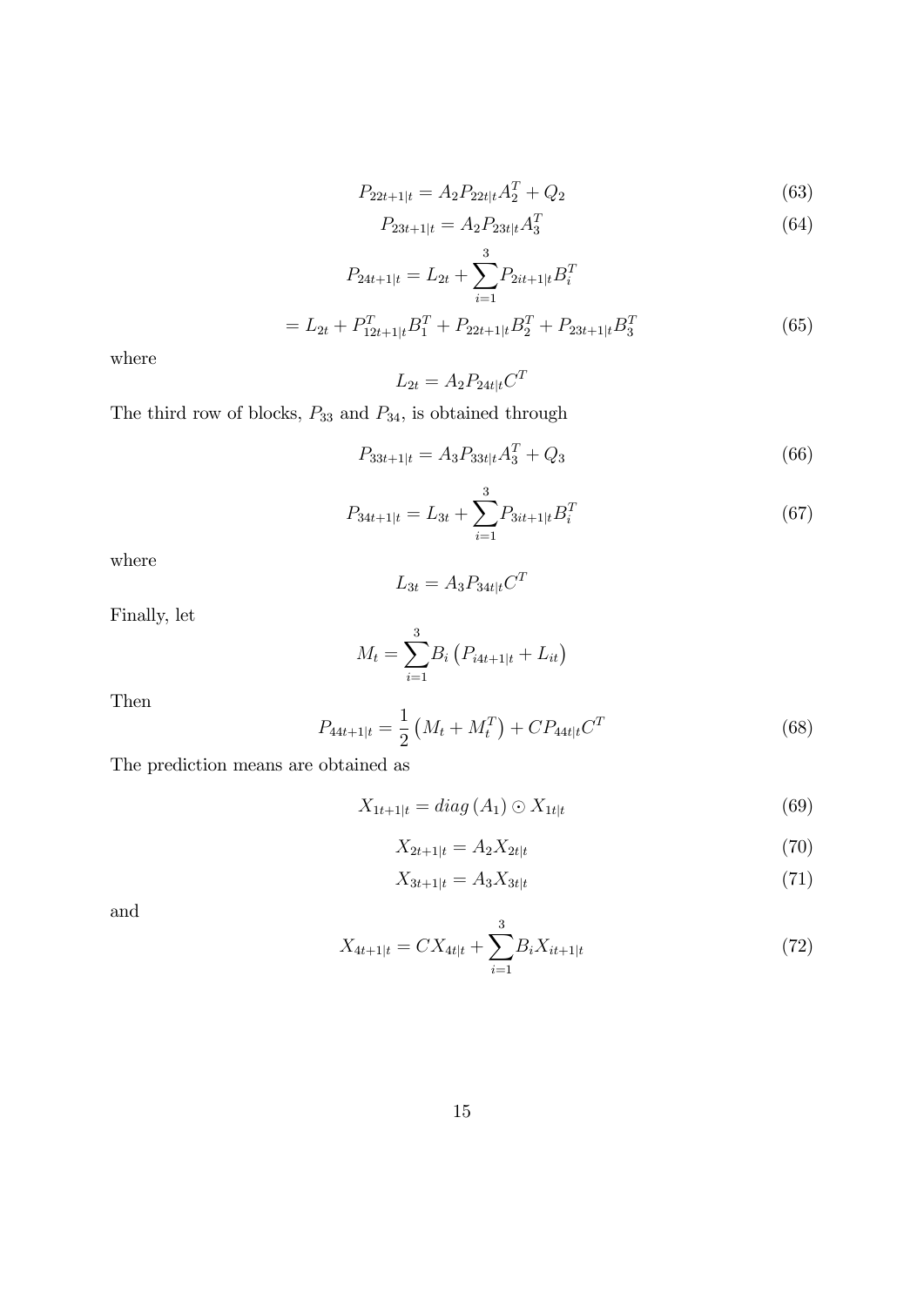$$P_{22t+1|t} = A_2 P_{22t|t} A_2^T + Q_2 \tag{63}$$

$$P_{23t+1|t} = A_2 P_{23t|t} A_3^T \tag{64}$$

$$P_{24t+1|t} = L_{2t} + \sum_{i=1}^{3} P_{2it+1|t} B_i^T$$

$$= L_{2t} + P_{12t+1|t}^T B_1^T + P_{22t+1|t} B_2^T + P_{23t+1|t} B_3^T \tag{65}$$

where

$$L_{2t} = A_2 P_{24t|t} C^T$$

The third row of blocks, $P_{33}$ and $P_{34}$, is obtained through

$$P_{33t+1|t} = A_3 P_{33t|t} A_3^T + Q_3 \tag{66}$$

$$P_{34t+1|t} = L_{3t} + \sum_{i=1}^{3} P_{3it+1|t} B_i^T \tag{67}$$

where

$$L_{3t} = A_3 P_{34t|t} C^T$$

Finally, let

$$M_t = \sum_{i=1}^{3} B_i \left( P_{i4t+1|t} + L_{it} \right)$$

Then

$$P_{44t+1|t} = \frac{1}{2} \left( M_t + M_t^T \right) + C P_{44t|t} C^T \tag{68}$$

The prediction means are obtained as

$$X_{1t+1|t} = diag\left(A_1\right) \odot X_{1t|t} \tag{69}$$

$$X_{2t+1|t} = A_2 X_{2t|t} \tag{70}$$

$$X_{3t+1|t} = A_3 X_{3t|t} \tag{71}$$

and

$$X_{4t+1|t} = C X_{4t|t} + \sum_{i=1}^{3} B_i X_{it+1|t} \tag{72}$$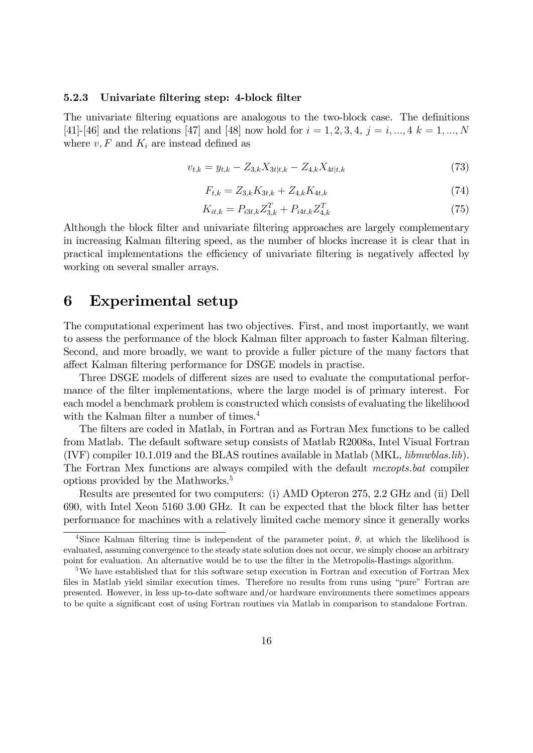### 5.2.3 Univariate filtering step: 4-block filter

The univariate filtering equations are analogous to the two-block case. The definitions [41]-[46] and the relations [47] and [48] now hold for $i = 1, 2, 3, 4$, $j = i, ..., 4$ $k = 1, ..., N$ where $v, F$ and $K_i$ are instead defined as

$$v_{t,k} = y_{t,k} - Z_{3,k}X_{3t|t,k} - Z_{4,k}X_{4t|t,k} \tag{73}$$

$$F_{t,k} = Z_{3,k}K_{3t,k} + Z_{4,k}K_{4t,k} \tag{74}$$

$$K_{it,k} = P_{i3t,k}Z_{3,k}^T + P_{i4t,k}Z_{4,k}^T \tag{75}$$

Although the block filter and univariate filtering approaches are largely complementary in increasing Kalman filtering speed, as the number of blocks increase it is clear that in practical implementations the efficiency of univariate filtering is negatively affected by working on several smaller arrays.

# 6 Experimental setup

The computational experiment has two objectives. First, and most importantly, we want to assess the performance of the block Kalman filter approach to faster Kalman filtering. Second, and more broadly, we want to provide a fuller picture of the many factors that affect Kalman filtering performance for DSGE models in practise.

Three DSGE models of different sizes are used to evaluate the computational performance of the filter implementations, where the large model is of primary interest. For each model a benchmark problem is constructed which consists of evaluating the likelihood with the Kalman filter a number of times.[4]

The filters are coded in Matlab, in Fortran and as Fortran Mex functions to be called from Matlab. The default software setup consists of Matlab R2008a, Intel Visual Fortran (IVF) compiler 10.1.019 and the BLAS routines available in Matlab (MKL, *libmwblas.lib*). The Fortran Mex functions are always compiled with the default *mexopts.bat* compiler options provided by the Mathworks.[5]

Results are presented for two computers: (i) AMD Opteron 275, 2.2 GHz and (ii) Dell 690, with Intel Xeon 5160 3.00 GHz. It can be expected that the block filter has better performance for machines with a relatively limited cache memory since it generally works

---

[4] Since Kalman filtering time is independent of the parameter point, $\theta$, at which the likelihood is evaluated, assuming convergence to the steady state solution does not occur, we simply choose an arbitrary point for evaluation. An alternative would be to use the filter in the Metropolis-Hastings algorithm.

[5] We have established that for this software setup execution in Fortran and execution of Fortran Mex files in Matlab yield similar execution times. Therefore no results from runs using "pure" Fortran are presented. However, in less up-to-date software and/or hardware environments there sometimes appears to be quite a significant cost of using Fortran routines via Matlab in comparison to standalone Fortran.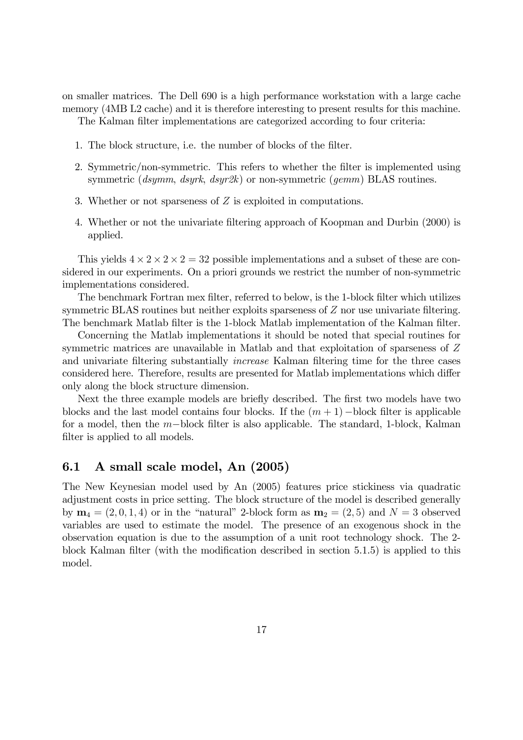on smaller matrices. The Dell 690 is a high performance workstation with a large cache memory (4MB L2 cache) and it is therefore interesting to present results for this machine.

The Kalman filter implementations are categorized according to four criteria:

1. The block structure, i.e. the number of blocks of the filter.
2. Symmetric/non-symmetric. This refers to whether the filter is implemented using symmetric (*dsymm*, *dsyrk*, *dsyr2k*) or non-symmetric (*gemm*) BLAS routines.
3. Whether or not sparseness of $Z$ is exploited in computations.
4. Whether or not the univariate filtering approach of Koopman and Durbin (2000) is applied.

This yields $4 \times 2 \times 2 \times 2 = 32$ possible implementations and a subset of these are considered in our experiments. On a priori grounds we restrict the number of non-symmetric implementations considered.

The benchmark Fortran mex filter, referred to below, is the 1-block filter which utilizes symmetric BLAS routines but neither exploits sparseness of $Z$ nor use univariate filtering. The benchmark Matlab filter is the 1-block Matlab implementation of the Kalman filter.

Concerning the Matlab implementations it should be noted that special routines for symmetric matrices are unavailable in Matlab and that exploitation of sparseness of $Z$ and univariate filtering substantially *increase* Kalman filtering time for the three cases considered here. Therefore, results are presented for Matlab implementations which differ only along the block structure dimension.

Next the three example models are briefly described. The first two models have two blocks and the last model contains four blocks. If the $(m+1)-$block filter is applicable for a model, then the $m-$block filter is also applicable. The standard, 1-block, Kalman filter is applied to all models.

### 6.1 A small scale model, An (2005)

The New Keynesian model used by An (2005) features price stickiness via quadratic adjustment costs in price setting. The block structure of the model is described generally by $\mathbf{m}_4 = (2, 0, 1, 4)$ or in the "natural" 2-block form as $\mathbf{m}_2 = (2, 5)$ and $N = 3$ observed variables are used to estimate the model. The presence of an exogenous shock in the observation equation is due to the assumption of a unit root technology shock. The 2-block Kalman filter (with the modification described in section 5.1.5) is applied to this model.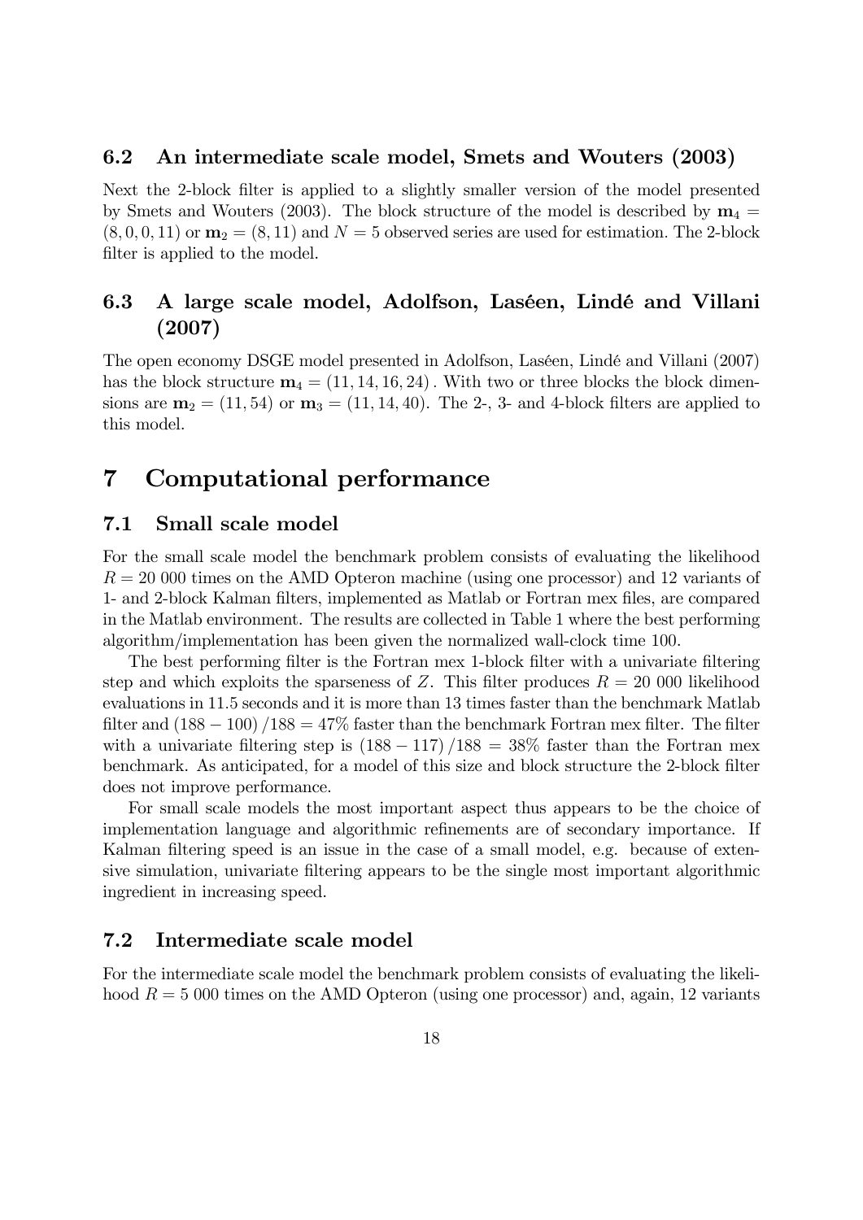### 6.2 An intermediate scale model, Smets and Wouters (2003)

Next the 2-block filter is applied to a slightly smaller version of the model presented by Smets and Wouters (2003). The block structure of the model is described by $\mathbf{m}_4 = (8, 0, 0, 11)$ or $\mathbf{m}_2 = (8, 11)$ and $N = 5$ observed series are used for estimation. The 2-block filter is applied to the model.

### 6.3 A large scale model, Adolfson, Laséen, Lindé and Villani (2007)

The open economy DSGE model presented in Adolfson, Laséen, Lindé and Villani (2007) has the block structure $\mathbf{m}_4 = (11, 14, 16, 24)$. With two or three blocks the block dimensions are $\mathbf{m}_2 = (11, 54)$ or $\mathbf{m}_3 = (11, 14, 40)$. The 2-, 3- and 4-block filters are applied to this model.

## 7 Computational performance

### 7.1 Small scale model

For the small scale model the benchmark problem consists of evaluating the likelihood $R = 20\ 000$ times on the AMD Opteron machine (using one processor) and 12 variants of 1- and 2-block Kalman filters, implemented as Matlab or Fortran mex files, are compared in the Matlab environment. The results are collected in Table 1 where the best performing algorithm/implementation has been given the normalized wall-clock time 100.

The best performing filter is the Fortran mex 1-block filter with a univariate filtering step and which exploits the sparseness of $Z$. This filter produces $R = 20\ 000$ likelihood evaluations in 11.5 seconds and it is more than 13 times faster than the benchmark Matlab filter and $(188 - 100)/188 = 47\%$ faster than the benchmark Fortran mex filter. The filter with a univariate filtering step is $(188 - 117)/188 = 38\%$ faster than the Fortran mex benchmark. As anticipated, for a model of this size and block structure the 2-block filter does not improve performance.

For small scale models the most important aspect thus appears to be the choice of implementation language and algorithmic refinements are of secondary importance. If Kalman filtering speed is an issue in the case of a small model, e.g. because of extensive simulation, univariate filtering appears to be the single most important algorithmic ingredient in increasing speed.

### 7.2 Intermediate scale model

For the intermediate scale model the benchmark problem consists of evaluating the likelihood $R = 5\ 000$ times on the AMD Opteron (using one processor) and, again, 12 variants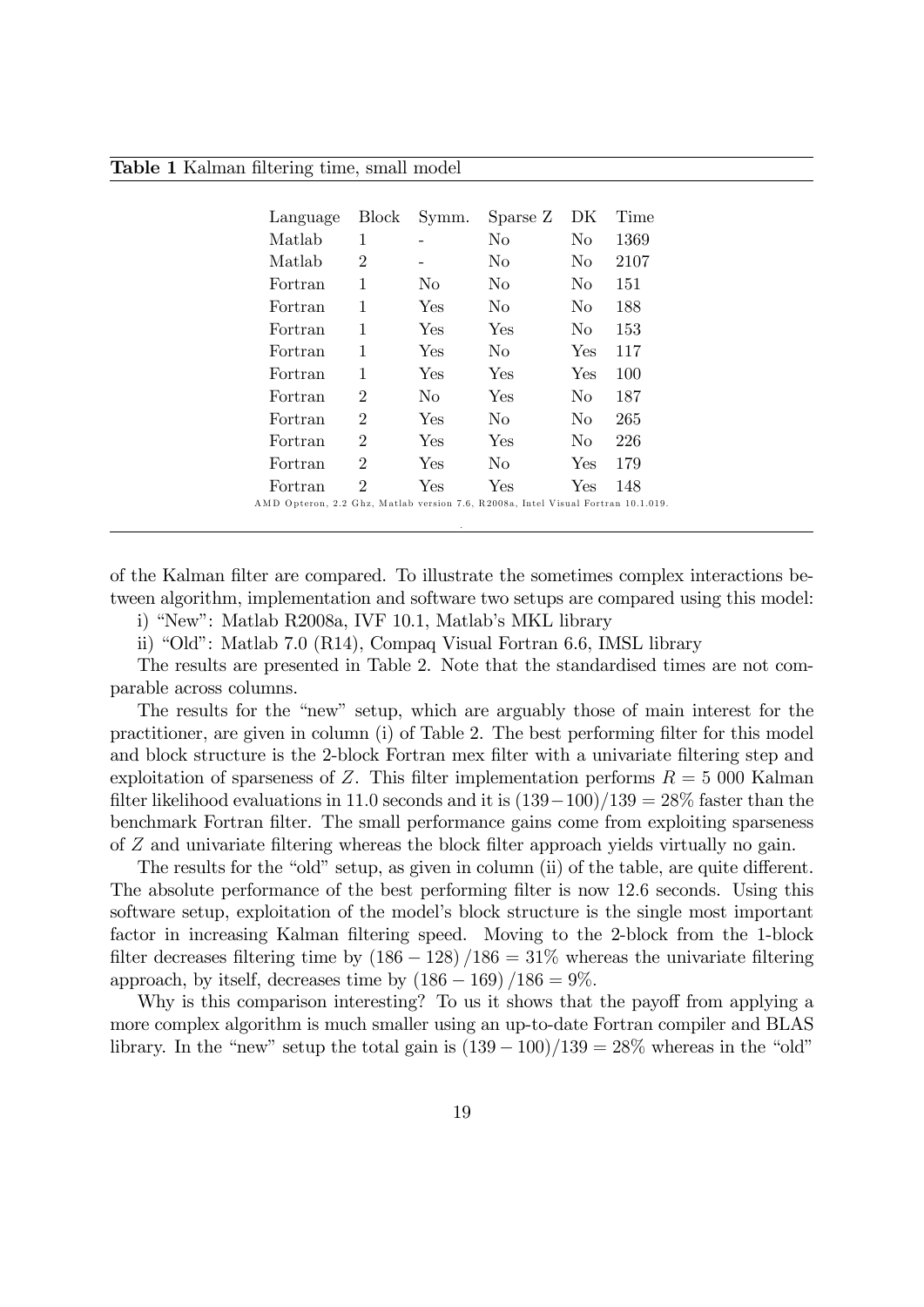**Table 1** Kalman filtering time, small model

| Language | Block | Symm. | Sparse Z | DK | Time |
|---|---|---|---|---|---|
| Matlab | 1 | - | No | No | 1369 |
| Matlab | 2 | - | No | No | 2107 |
| Fortran | 1 | No | No | No | 151 |
| Fortran | 1 | Yes | No | No | 188 |
| Fortran | 1 | Yes | Yes | No | 153 |
| Fortran | 1 | Yes | No | Yes | 117 |
| Fortran | 1 | Yes | Yes | Yes | 100 |
| Fortran | 2 | No | Yes | No | 187 |
| Fortran | 2 | Yes | No | No | 265 |
| Fortran | 2 | Yes | Yes | No | 226 |
| Fortran | 2 | Yes | No | Yes | 179 |
| Fortran | 2 | Yes | Yes | Yes | 148 |

AMD Opteron, 2.2 Ghz, Matlab version 7.6, R2008a, Intel Visual Fortran 10.1.019.

of the Kalman filter are compared. To illustrate the sometimes complex interactions between algorithm, implementation and software two setups are compared using this model:

i) "New": Matlab R2008a, IVF 10.1, Matlab's MKL library

ii) "Old": Matlab 7.0 (R14), Compaq Visual Fortran 6.6, IMSL library

The results are presented in Table 2. Note that the standardised times are not comparable across columns.

The results for the "new" setup, which are arguably those of main interest for the practitioner, are given in column (i) of Table 2. The best performing filter for this model and block structure is the 2-block Fortran mex filter with a univariate filtering step and exploitation of sparseness of $Z$. This filter implementation performs $R = 5\ 000$ Kalman filter likelihood evaluations in 11.0 seconds and it is $(139-100)/139 = 28\%$ faster than the benchmark Fortran filter. The small performance gains come from exploiting sparseness of $Z$ and univariate filtering whereas the block filter approach yields virtually no gain.

The results for the "old" setup, as given in column (ii) of the table, are quite different. The absolute performance of the best performing filter is now 12.6 seconds. Using this software setup, exploitation of the model's block structure is the single most important factor in increasing Kalman filtering speed. Moving to the 2-block from the 1-block filter decreases filtering time by $(186 - 128)/186 = 31\%$ whereas the univariate filtering approach, by itself, decreases time by $(186 - 169)/186 = 9\%$.

Why is this comparison interesting? To us it shows that the payoff from applying a more complex algorithm is much smaller using an up-to-date Fortran compiler and BLAS library. In the "new" setup the total gain is $(139 - 100)/139 = 28\%$ whereas in the "old"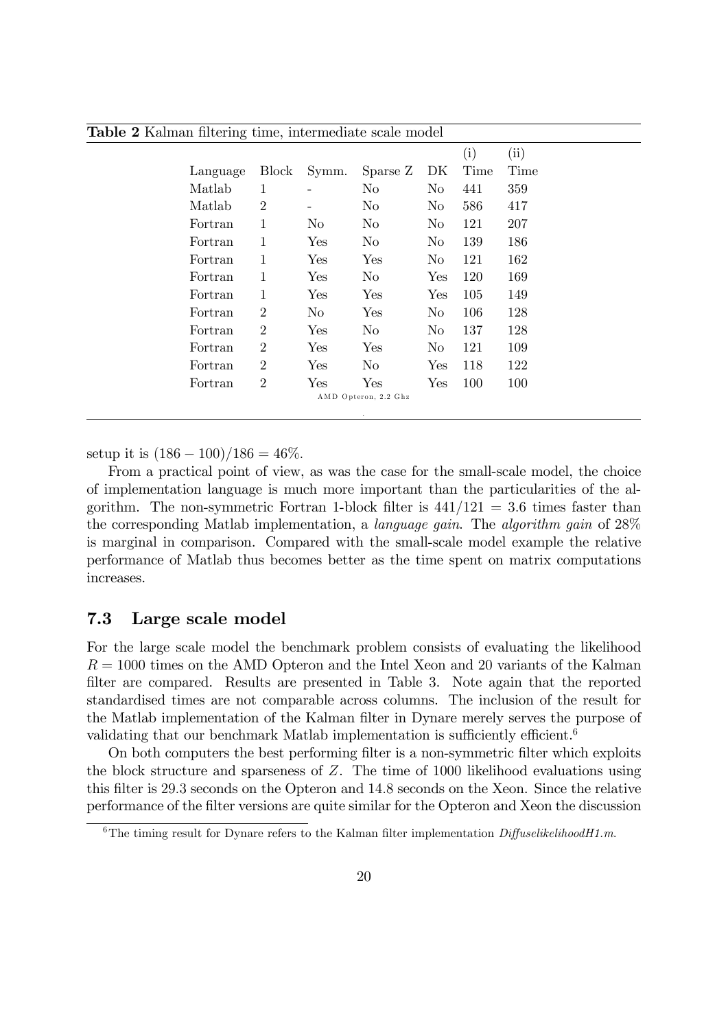**Table 2** Kalman filtering time, intermediate scale model

| Language | Block | Symm. | Sparse Z | DK | (i) Time | (ii) Time |
|---|---|---|---|---|---|---|
| Matlab | 1 | - | No | No | 441 | 359 |
| Matlab | 2 | - | No | No | 586 | 417 |
| Fortran | 1 | No | No | No | 121 | 207 |
| Fortran | 1 | Yes | No | No | 139 | 186 |
| Fortran | 1 | Yes | Yes | No | 121 | 162 |
| Fortran | 1 | Yes | No | Yes | 120 | 169 |
| Fortran | 1 | Yes | Yes | Yes | 105 | 149 |
| Fortran | 2 | No | Yes | No | 106 | 128 |
| Fortran | 2 | Yes | No | No | 137 | 128 |
| Fortran | 2 | Yes | Yes | No | 121 | 109 |
| Fortran | 2 | Yes | No | Yes | 118 | 122 |
| Fortran | 2 | Yes | Yes | Yes | 100 | 100 |

AMD Opteron, 2.2 Ghz

setup it is $(186 - 100)/186 = 46\%$.

From a practical point of view, as was the case for the small-scale model, the choice of implementation language is much more important than the particularities of the algorithm. The non-symmetric Fortran 1-block filter is $441/121 = 3.6$ times faster than the corresponding Matlab implementation, a *language gain*. The *algorithm gain* of 28% is marginal in comparison. Compared with the small-scale model example the relative performance of Matlab thus becomes better as the time spent on matrix computations increases.

## 7.3 Large scale model

For the large scale model the benchmark problem consists of evaluating the likelihood $R = 1000$ times on the AMD Opteron and the Intel Xeon and 20 variants of the Kalman filter are compared. Results are presented in Table 3. Note again that the reported standardised times are not comparable across columns. The inclusion of the result for the Matlab implementation of the Kalman filter in Dynare merely serves the purpose of validating that our benchmark Matlab implementation is sufficiently efficient.[6]

On both computers the best performing filter is a non-symmetric filter which exploits the block structure and sparseness of $Z$. The time of 1000 likelihood evaluations using this filter is 29.3 seconds on the Opteron and 14.8 seconds on the Xeon. Since the relative performance of the filter versions are quite similar for the Opteron and Xeon the discussion

[6] The timing result for Dynare refers to the Kalman filter implementation *DiffuselikelihoodH1.m*.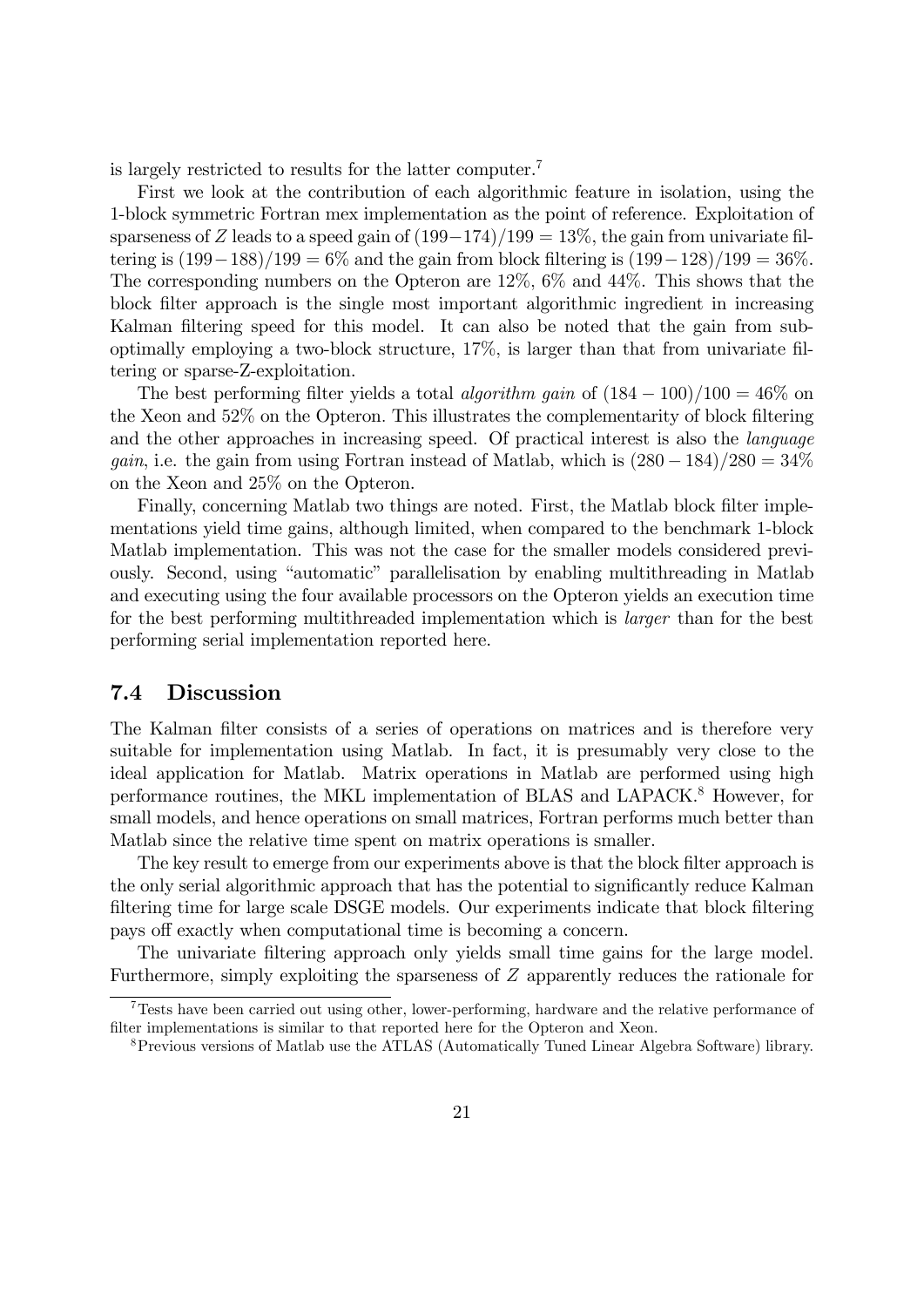is largely restricted to results for the latter computer.[7]

First we look at the contribution of each algorithmic feature in isolation, using the 1-block symmetric Fortran mex implementation as the point of reference. Exploitation of sparseness of $Z$ leads to a speed gain of $(199-174)/199 = 13\%$, the gain from univariate filtering is $(199-188)/199 = 6\%$ and the gain from block filtering is $(199-128)/199 = 36\%$. The corresponding numbers on the Opteron are 12%, 6% and 44%. This shows that the block filter approach is the single most important algorithmic ingredient in increasing Kalman filtering speed for this model. It can also be noted that the gain from suboptimally employing a two-block structure, 17%, is larger than that from univariate filtering or sparse-Z-exploitation.

The best performing filter yields a total *algorithm gain* of $(184-100)/100 = 46\%$ on the Xeon and 52% on the Opteron. This illustrates the complementarity of block filtering and the other approaches in increasing speed. Of practical interest is also the *language gain*, i.e. the gain from using Fortran instead of Matlab, which is $(280-184)/280 = 34\%$ on the Xeon and 25% on the Opteron.

Finally, concerning Matlab two things are noted. First, the Matlab block filter implementations yield time gains, although limited, when compared to the benchmark 1-block Matlab implementation. This was not the case for the smaller models considered previously. Second, using "automatic" parallelisation by enabling multithreading in Matlab and executing using the four available processors on the Opteron yields an execution time for the best performing multithreaded implementation which is *larger* than for the best performing serial implementation reported here.

### 7.4 Discussion

The Kalman filter consists of a series of operations on matrices and is therefore very suitable for implementation using Matlab. In fact, it is presumably very close to the ideal application for Matlab. Matrix operations in Matlab are performed using high performance routines, the MKL implementation of BLAS and LAPACK.[8] However, for small models, and hence operations on small matrices, Fortran performs much better than Matlab since the relative time spent on matrix operations is smaller.

The key result to emerge from our experiments above is that the block filter approach is the only serial algorithmic approach that has the potential to significantly reduce Kalman filtering time for large scale DSGE models. Our experiments indicate that block filtering pays off exactly when computational time is becoming a concern.

The univariate filtering approach only yields small time gains for the large model. Furthermore, simply exploiting the sparseness of $Z$ apparently reduces the rationale for

[7] Tests have been carried out using other, lower-performing, hardware and the relative performance of filter implementations is similar to that reported here for the Opteron and Xeon.

[8] Previous versions of Matlab use the ATLAS (Automatically Tuned Linear Algebra Software) library.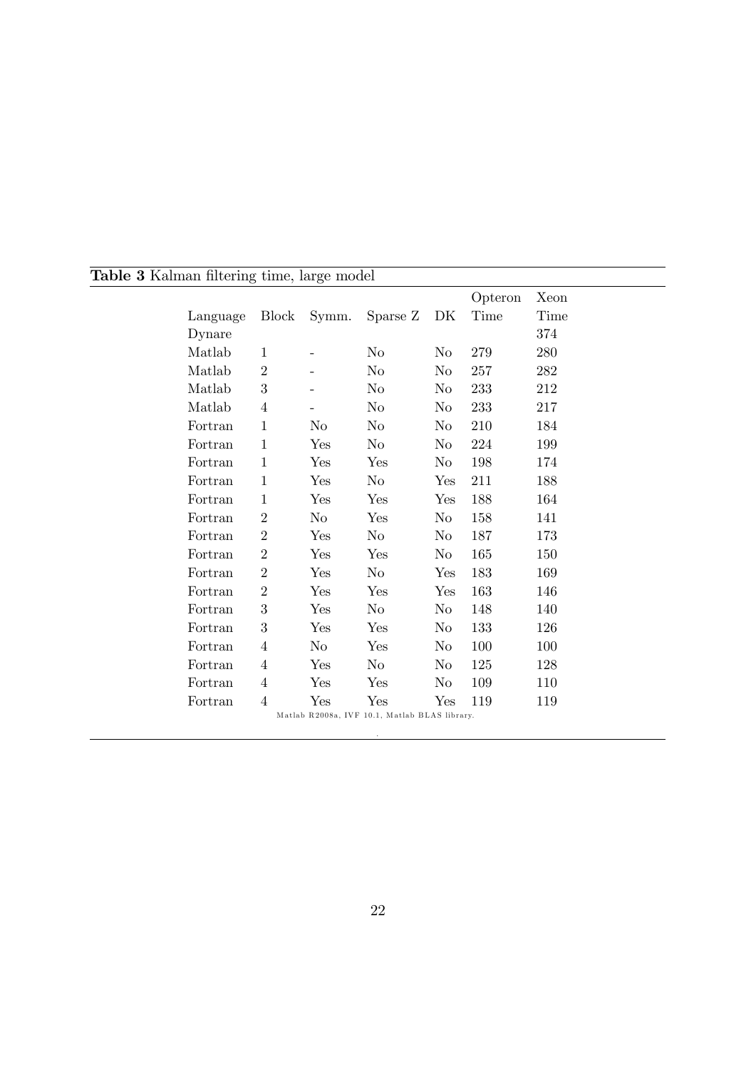**Table 3** Kalman filtering time, large model

| Language | Block | Symm. | Sparse Z | DK | Opteron Time | Xeon Time |
|---|---|---|---|---|---|---|
| Dynare | | | | | | 374 |
| Matlab | 1 | - | No | No | 279 | 280 |
| Matlab | 2 | - | No | No | 257 | 282 |
| Matlab | 3 | - | No | No | 233 | 212 |
| Matlab | 4 | - | No | No | 233 | 217 |
| Fortran | 1 | No | No | No | 210 | 184 |
| Fortran | 1 | Yes | No | No | 224 | 199 |
| Fortran | 1 | Yes | Yes | No | 198 | 174 |
| Fortran | 1 | Yes | No | Yes | 211 | 188 |
| Fortran | 1 | Yes | Yes | Yes | 188 | 164 |
| Fortran | 2 | No | Yes | No | 158 | 141 |
| Fortran | 2 | Yes | No | No | 187 | 173 |
| Fortran | 2 | Yes | Yes | No | 165 | 150 |
| Fortran | 2 | Yes | No | Yes | 183 | 169 |
| Fortran | 2 | Yes | Yes | Yes | 163 | 146 |
| Fortran | 3 | Yes | No | No | 148 | 140 |
| Fortran | 3 | Yes | Yes | No | 133 | 126 |
| Fortran | 4 | No | Yes | No | 100 | 100 |
| Fortran | 4 | Yes | No | No | 125 | 128 |
| Fortran | 4 | Yes | Yes | No | 109 | 110 |
| Fortran | 4 | Yes | Yes | Yes | 119 | 119 |

Matlab R2008a, IVF 10.1, Matlab BLAS library.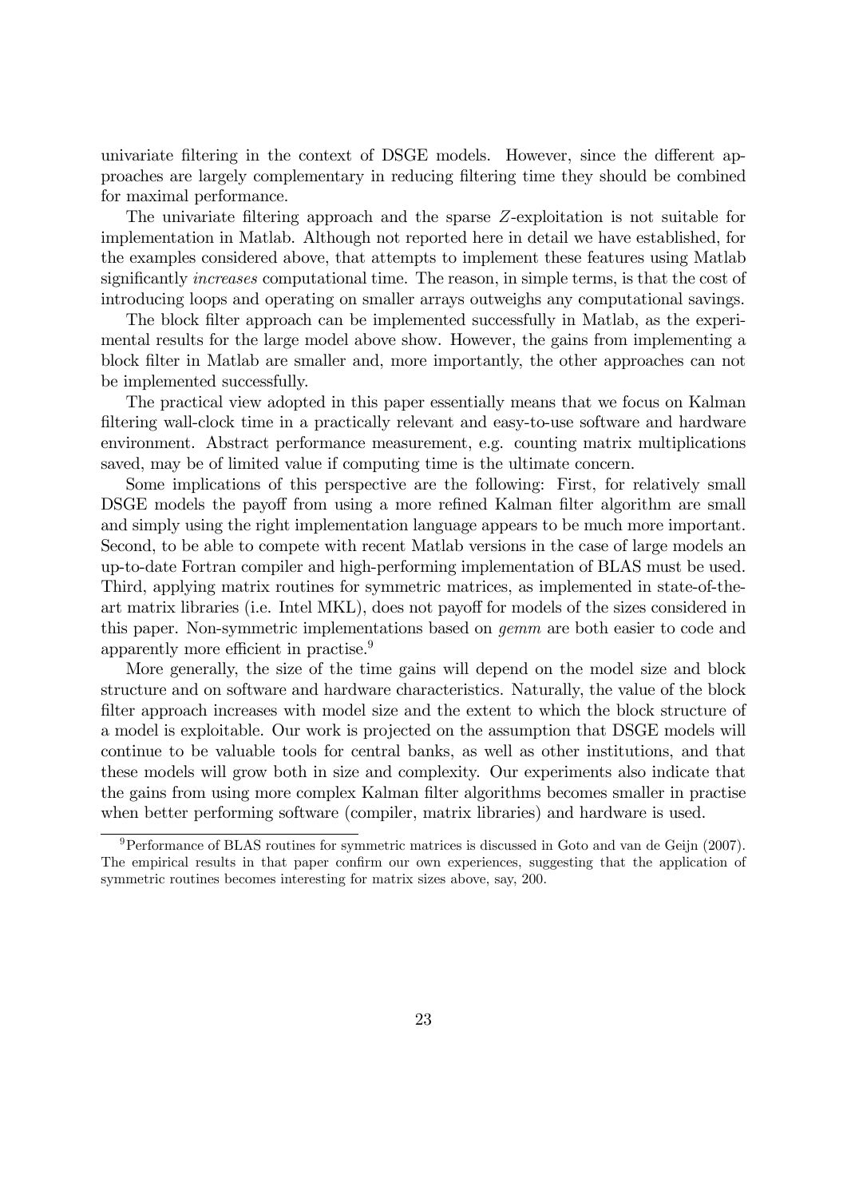univariate filtering in the context of DSGE models. However, since the different approaches are largely complementary in reducing filtering time they should be combined for maximal performance.

The univariate filtering approach and the sparse $Z$-exploitation is not suitable for implementation in Matlab. Although not reported here in detail we have established, for the examples considered above, that attempts to implement these features using Matlab significantly *increases* computational time. The reason, in simple terms, is that the cost of introducing loops and operating on smaller arrays outweighs any computational savings.

The block filter approach can be implemented successfully in Matlab, as the experimental results for the large model above show. However, the gains from implementing a block filter in Matlab are smaller and, more importantly, the other approaches can not be implemented successfully.

The practical view adopted in this paper essentially means that we focus on Kalman filtering wall-clock time in a practically relevant and easy-to-use software and hardware environment. Abstract performance measurement, e.g. counting matrix multiplications saved, may be of limited value if computing time is the ultimate concern.

Some implications of this perspective are the following: First, for relatively small DSGE models the payoff from using a more refined Kalman filter algorithm are small and simply using the right implementation language appears to be much more important. Second, to be able to compete with recent Matlab versions in the case of large models an up-to-date Fortran compiler and high-performing implementation of BLAS must be used. Third, applying matrix routines for symmetric matrices, as implemented in state-of-the-art matrix libraries (i.e. Intel MKL), does not payoff for models of the sizes considered in this paper. Non-symmetric implementations based on *gemm* are both easier to code and apparently more efficient in practise.[9]

More generally, the size of the time gains will depend on the model size and block structure and on software and hardware characteristics. Naturally, the value of the block filter approach increases with model size and the extent to which the block structure of a model is exploitable. Our work is projected on the assumption that DSGE models will continue to be valuable tools for central banks, as well as other institutions, and that these models will grow both in size and complexity. Our experiments also indicate that the gains from using more complex Kalman filter algorithms becomes smaller in practise when better performing software (compiler, matrix libraries) and hardware is used.

[9] Performance of BLAS routines for symmetric matrices is discussed in Goto and van de Geijn (2007). The empirical results in that paper confirm our own experiences, suggesting that the application of symmetric routines becomes interesting for matrix sizes above, say, 200.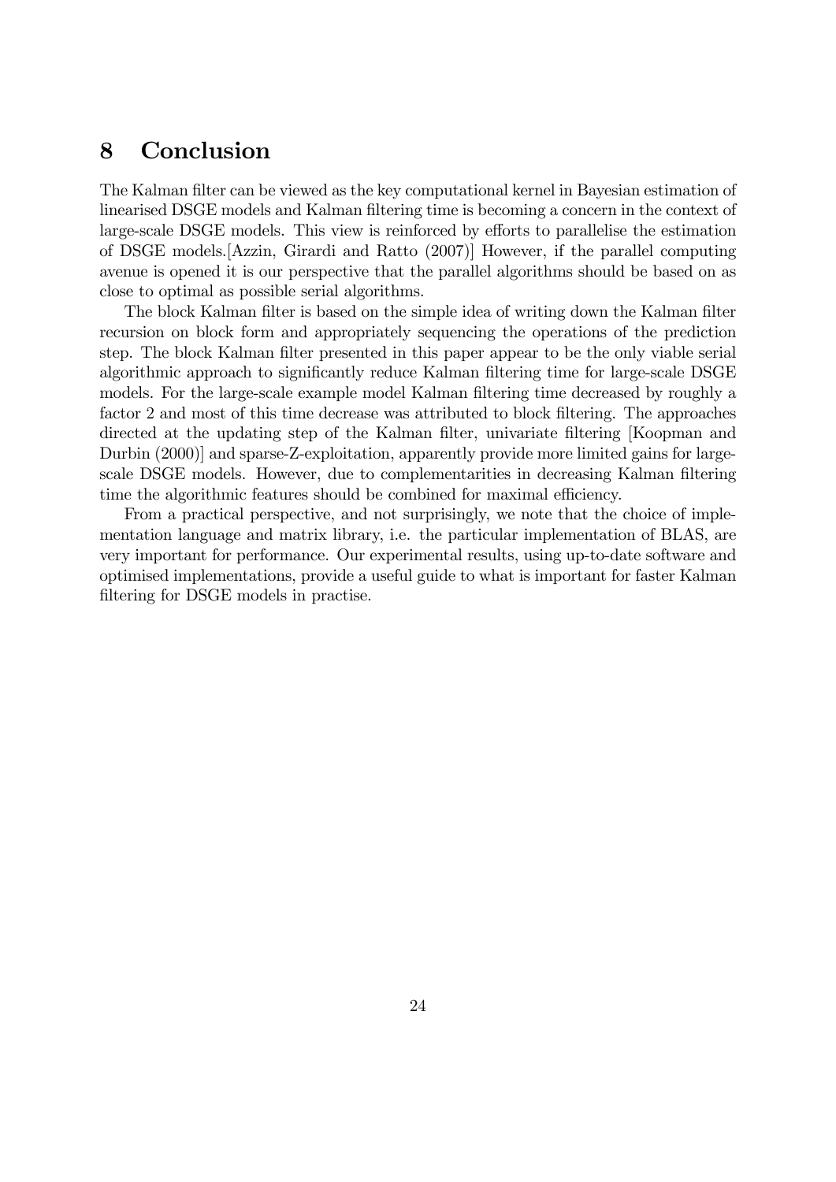# 8 Conclusion

The Kalman filter can be viewed as the key computational kernel in Bayesian estimation of linearised DSGE models and Kalman filtering time is becoming a concern in the context of large-scale DSGE models. This view is reinforced by efforts to parallelise the estimation of DSGE models.[Azzin, Girardi and Ratto (2007)] However, if the parallel computing avenue is opened it is our perspective that the parallel algorithms should be based on as close to optimal as possible serial algorithms.

The block Kalman filter is based on the simple idea of writing down the Kalman filter recursion on block form and appropriately sequencing the operations of the prediction step. The block Kalman filter presented in this paper appear to be the only viable serial algorithmic approach to significantly reduce Kalman filtering time for large-scale DSGE models. For the large-scale example model Kalman filtering time decreased by roughly a factor 2 and most of this time decrease was attributed to block filtering. The approaches directed at the updating step of the Kalman filter, univariate filtering [Koopman and Durbin (2000)] and sparse-Z-exploitation, apparently provide more limited gains for large-scale DSGE models. However, due to complementarities in decreasing Kalman filtering time the algorithmic features should be combined for maximal efficiency.

From a practical perspective, and not surprisingly, we note that the choice of implementation language and matrix library, i.e. the particular implementation of BLAS, are very important for performance. Our experimental results, using up-to-date software and optimised implementations, provide a useful guide to what is important for faster Kalman filtering for DSGE models in practise.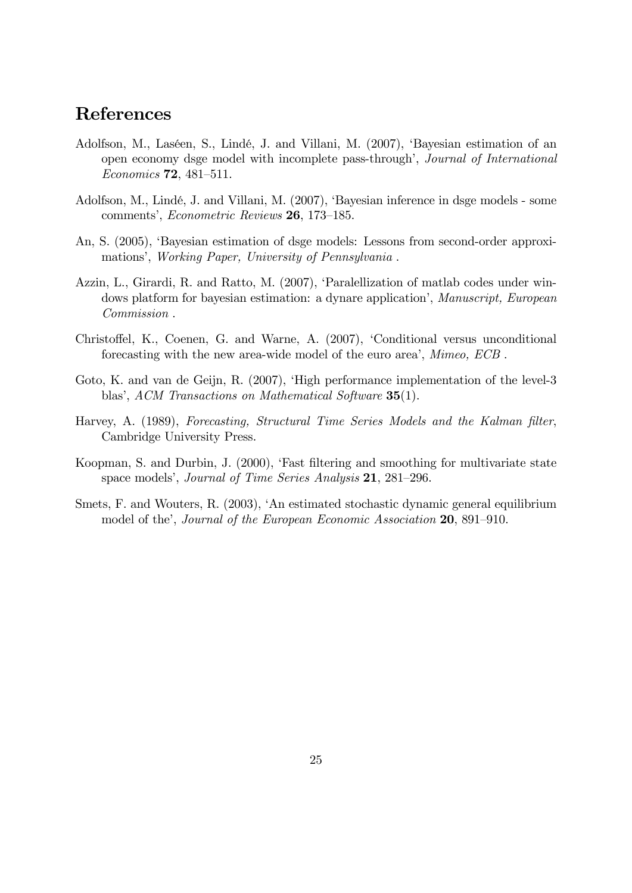# References

Adolfson, M., Laséen, S., Lindé, J. and Villani, M. (2007), 'Bayesian estimation of an open economy dsge model with incomplete pass-through', *Journal of International Economics* **72**, 481–511.

Adolfson, M., Lindé, J. and Villani, M. (2007), 'Bayesian inference in dsge models - some comments', *Econometric Reviews* **26**, 173–185.

An, S. (2005), 'Bayesian estimation of dsge models: Lessons from second-order approximations', *Working Paper, University of Pennsylvania* .

Azzin, L., Girardi, R. and Ratto, M. (2007), 'Paralellization of matlab codes under windows platform for bayesian estimation: a dynare application', *Manuscript, European Commission* .

Christoffel, K., Coenen, G. and Warne, A. (2007), 'Conditional versus unconditional forecasting with the new area-wide model of the euro area', *Mimeo, ECB* .

Goto, K. and van de Geijn, R. (2007), 'High performance implementation of the level-3 blas', *ACM Transactions on Mathematical Software* **35**(1).

Harvey, A. (1989), *Forecasting, Structural Time Series Models and the Kalman filter*, Cambridge University Press.

Koopman, S. and Durbin, J. (2000), 'Fast filtering and smoothing for multivariate state space models', *Journal of Time Series Analysis* **21**, 281–296.

Smets, F. and Wouters, R. (2003), 'An estimated stochastic dynamic general equilibrium model of the', *Journal of the European Economic Association* **20**, 891–910.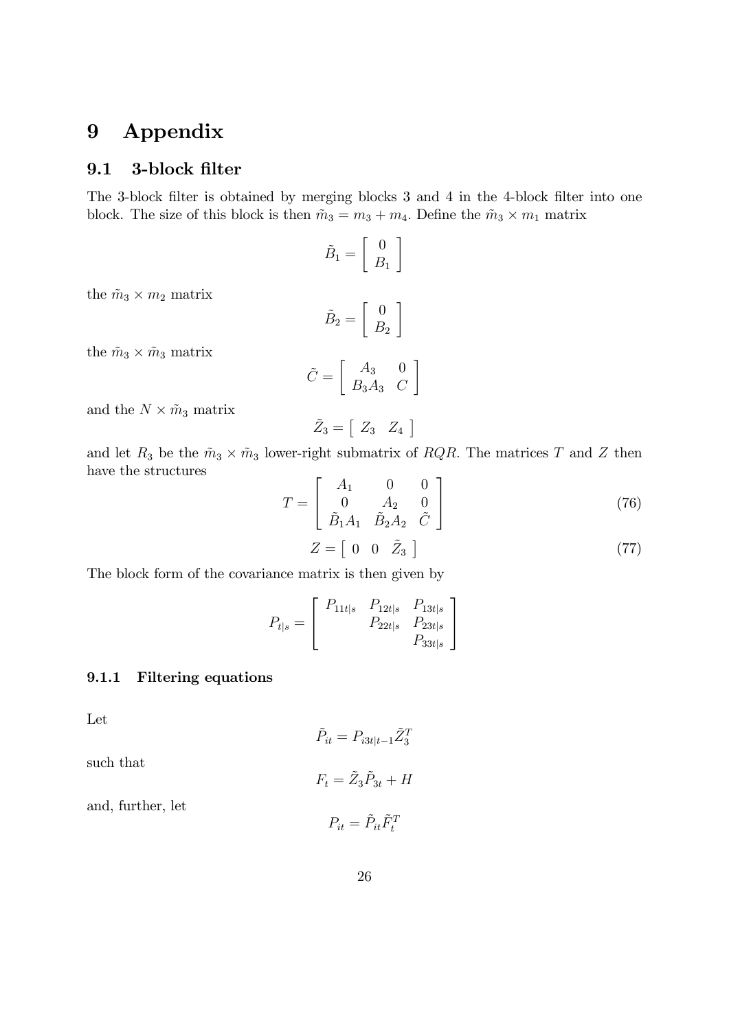# 9 Appendix

## 9.1 3-block filter

The 3-block filter is obtained by merging blocks 3 and 4 in the 4-block filter into one block. The size of this block is then $\tilde{m}_3 = m_3 + m_4$. Define the $\tilde{m}_3 \times m_1$ matrix

$$\tilde{B}_1 = \begin{bmatrix} 0 \\ B_1 \end{bmatrix}$$

the $\tilde{m}_3 \times m_2$ matrix

$$\tilde{B}_2 = \begin{bmatrix} 0 \\ B_2 \end{bmatrix}$$

the $\tilde{m}_3 \times \tilde{m}_3$ matrix

$$\tilde{C} = \begin{bmatrix} A_3 & 0 \\ B_3 A_3 & C \end{bmatrix}$$

and the $N \times \tilde{m}_3$ matrix

$$\tilde{Z}_3 = \begin{bmatrix} Z_3 & Z_4 \end{bmatrix}$$

and let $R_3$ be the $\tilde{m}_3 \times \tilde{m}_3$ lower-right submatrix of $RQR$. The matrices $T$ and $Z$ then have the structures

$$T = \begin{bmatrix} A_1 & 0 & 0 \\ 0 & A_2 & 0 \\ \tilde{B}_1 A_1 & \tilde{B}_2 A_2 & \tilde{C} \end{bmatrix} \tag{76}$$

$$Z = \begin{bmatrix} 0 & 0 & \tilde{Z}_3 \end{bmatrix} \tag{77}$$

The block form of the covariance matrix is then given by

$$P_{t|s} = \begin{bmatrix} P_{11t|s} & P_{12t|s} & P_{13t|s} \\ & P_{22t|s} & P_{23t|s} \\ & & P_{33t|s} \end{bmatrix}$$

### 9.1.1 Filtering equations

Let

$$\tilde{P}_{it} = P_{i3t|t-1} \tilde{Z}_3^T$$

such that

$$F_t = \tilde{Z}_3 \tilde{P}_{3t} + H$$

and, further, let

$$P_{it} = \tilde{P}_{it} \tilde{F}_t^T$$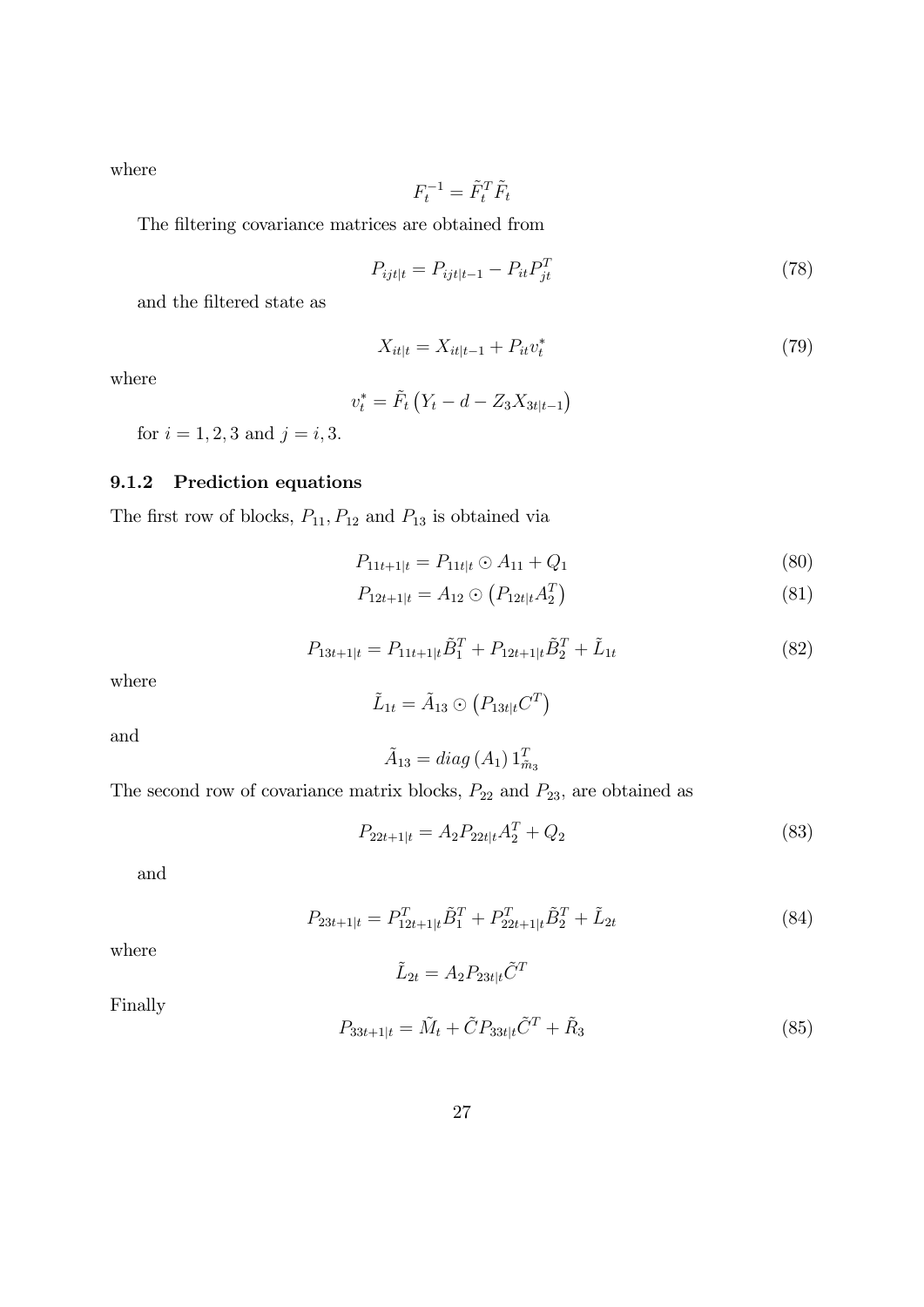where

$$F_t^{-1} = \tilde{F}_t^T \tilde{F}_t$$

The filtering covariance matrices are obtained from

$$P_{ijt|t} = P_{ijt|t-1} - P_{it} P_{jt}^T \tag{78}$$

and the filtered state as

$$X_{it|t} = X_{it|t-1} + P_{it} v_t^* \tag{79}$$

where

$$v_t^* = \tilde{F}_t \left( Y_t - d - Z_3 X_{3t|t-1} \right)$$

for $i = 1, 2, 3$ and $j = i, 3$.

### 9.1.2 Prediction equations

The first row of blocks, $P_{11}, P_{12}$ and $P_{13}$ is obtained via

$$P_{11t+1|t} = P_{11t|t} \odot A_{11} + Q_1 \tag{80}$$

$$P_{12t+1|t} = A_{12} \odot \left( P_{12t|t} A_2^T \right) \tag{81}$$

$$P_{13t+1|t} = P_{11t+1|t} \tilde{B}_1^T + P_{12t+1|t} \tilde{B}_2^T + \tilde{L}_{1t} \tag{82}$$

where

$$\tilde{L}_{1t} = \tilde{A}_{13} \odot \left( P_{13t|t} C^T \right)$$

and

$$\tilde{A}_{13} = diag\left(A_1\right) 1_{\tilde{m}_3}^T$$

The second row of covariance matrix blocks, $P_{22}$ and $P_{23}$, are obtained as

$$P_{22t+1|t} = A_2 P_{22t|t} A_2^T + Q_2 \tag{83}$$

and

$$P_{23t+1|t} = P_{12t+1|t}^T \tilde{B}_1^T + P_{22t+1|t}^T \tilde{B}_2^T + \tilde{L}_{2t} \tag{84}$$

where

$$\tilde{L}_{2t} = A_2 P_{23t|t} \tilde{C}^T$$

Finally

$$P_{33t+1|t} = \tilde{M}_t + \tilde{C} P_{33t|t} \tilde{C}^T + \tilde{R}_3 \tag{85}$$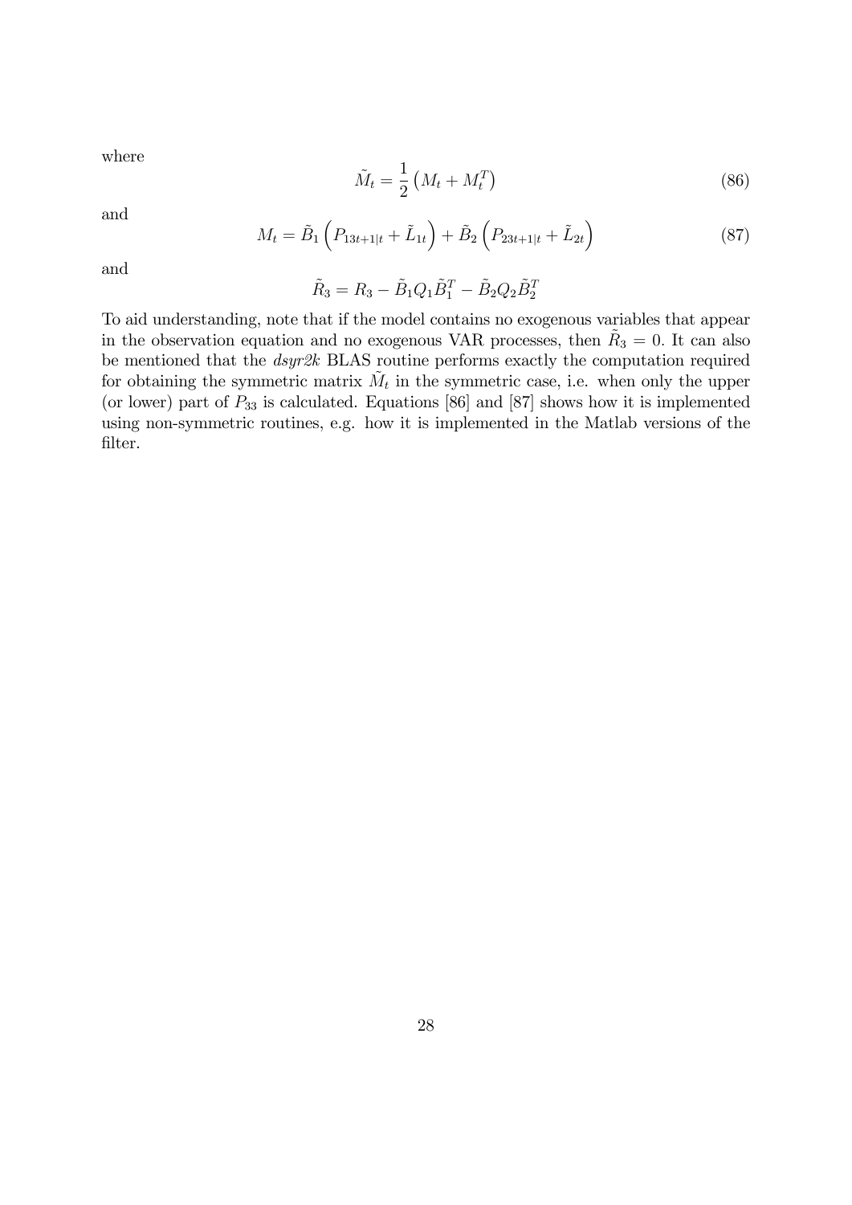where

$$\tilde{M}_t = \frac{1}{2}\left(M_t + M_t^T\right) \tag{86}$$

and

$$M_t = \tilde{B}_1\left(P_{13t+1|t} + \tilde{L}_{1t}\right) + \tilde{B}_2\left(P_{23t+1|t} + \tilde{L}_{2t}\right) \tag{87}$$

and

$$\tilde{R}_3 = R_3 - \tilde{B}_1 Q_1 \tilde{B}_1^T - \tilde{B}_2 Q_2 \tilde{B}_2^T$$

To aid understanding, note that if the model contains no exogenous variables that appear in the observation equation and no exogenous VAR processes, then $\tilde{R}_3 = 0$. It can also be mentioned that the *dsyr2k* BLAS routine performs exactly the computation required for obtaining the symmetric matrix $\tilde{M}_t$ in the symmetric case, i.e. when only the upper (or lower) part of $P_{33}$ is calculated. Equations [86] and [87] shows how it is implemented using non-symmetric routines, e.g. how it is implemented in the Matlab versions of the filter.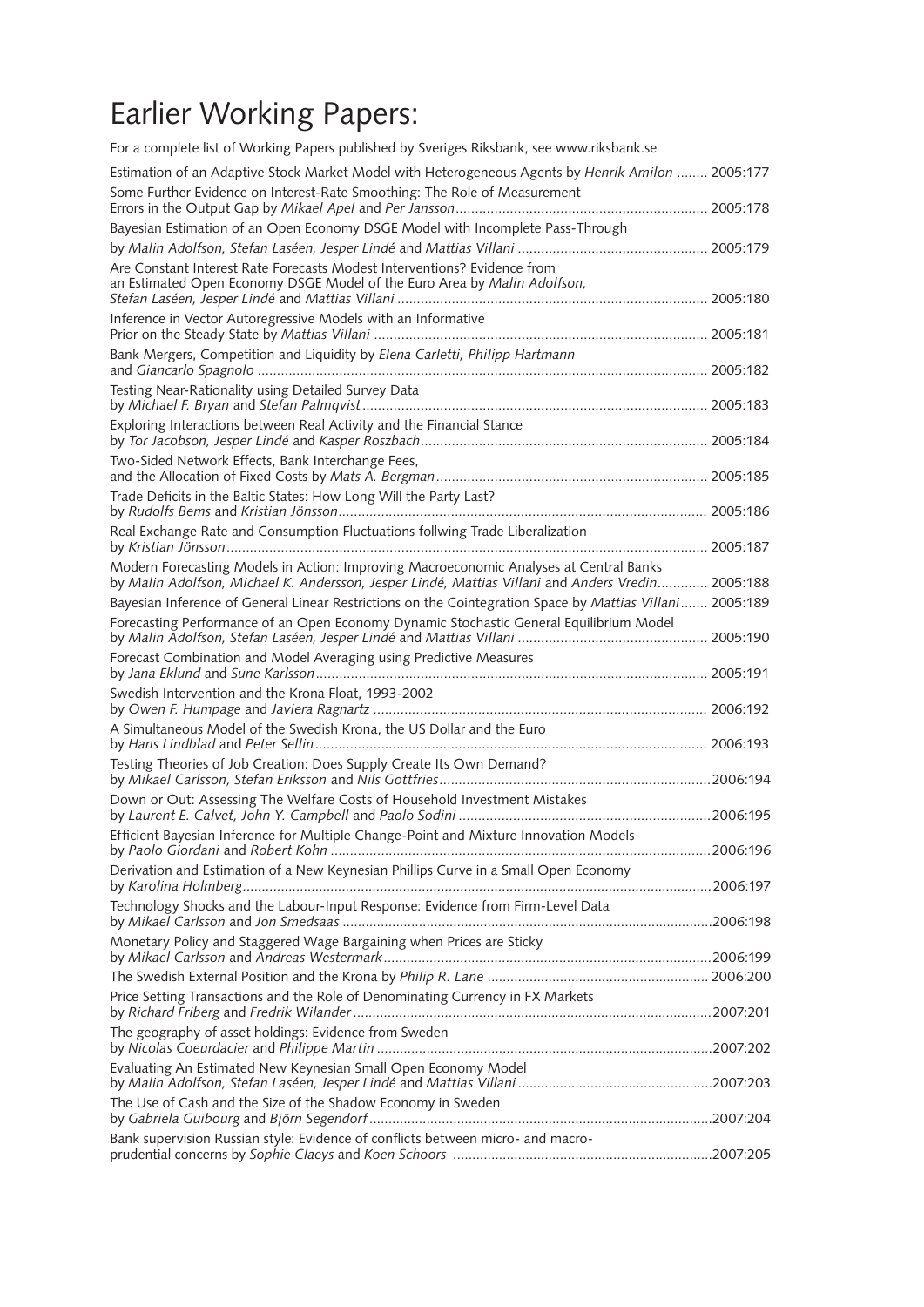# Earlier Working Papers:

For a complete list of Working Papers published by Sveriges Riksbank, see www.riksbank.se

Estimation of an Adaptive Stock Market Model with Heterogeneous Agents by *Henrik Amilon* ........ 2005:177

Some Further Evidence on Interest-Rate Smoothing: The Role of Measurement Errors in the Output Gap by *Mikael Apel* and *Per Jansson* ................................................................ 2005:178

Bayesian Estimation of an Open Economy DSGE Model with Incomplete Pass-Through by *Malin Adolfson, Stefan Laséen, Jesper Lindé* and *Mattias Villani* ................................................ 2005:179

Are Constant Interest Rate Forecasts Modest Interventions? Evidence from an Estimated Open Economy DSGE Model of the Euro Area by *Malin Adolfson, Stefan Laséen, Jesper Lindé* and *Mattias Villani* ................................................................................ 2005:180

Inference in Vector Autoregressive Models with an Informative Prior on the Steady State by *Mattias Villani* ..................................................................................... 2005:181

Bank Mergers, Competition and Liquidity by *Elena Carletti, Philipp Hartmann* and *Giancarlo Spagnolo* ................................................................................................................... 2005:182

Testing Near-Rationality using Detailed Survey Data by *Michael F. Bryan* and *Stefan Palmqvist* ........................................................................................ 2005:183

Exploring Interactions between Real Activity and the Financial Stance by *Tor Jacobson, Jesper Lindé* and *Kasper Roszbach* ......................................................................... 2005:184

Two-Sided Network Effects, Bank Interchange Fees, and the Allocation of Fixed Costs by *Mats A. Bergman* ..................................................................... 2005:185

Trade Deficits in the Baltic States: How Long Will the Party Last? by *Rudolfs Bems* and *Kristian Jönsson* .............................................................................................. 2005:186

Real Exchange Rate and Consumption Fluctuations follwing Trade Liberalization by *Kristian Jönsson* ........................................................................................................................... 2005:187

Modern Forecasting Models in Action: Improving Macroeconomic Analyses at Central Banks by *Malin Adolfson, Michael K. Andersson, Jesper Lindé, Mattias Villani* and *Anders Vredin* ............ 2005:188

Bayesian Inference of General Linear Restrictions on the Cointegration Space by *Mattias Villani* ....... 2005:189

Forecasting Performance of an Open Economy Dynamic Stochastic General Equilibrium Model by *Malin Adolfson, Stefan Laséen, Jesper Lindé* and *Mattias Villani* ................................................ 2005:190

Forecast Combination and Model Averaging using Predictive Measures by *Jana Eklund* and *Sune Karlsson* .................................................................................................... 2005:191

Swedish Intervention and the Krona Float, 1993-2002 by *Owen F. Humpage* and *Javiera Ragnartz* ..................................................................................... 2006:192

A Simultaneous Model of the Swedish Krona, the US Dollar and the Euro by *Hans Lindblad* and *Peter Sellin* .................................................................................................... 2006:193

Testing Theories of Job Creation: Does Supply Create Its Own Demand? by *Mikael Carlsson, Stefan Eriksson* and *Nils Gottfries* .....................................................................2006:194

Down or Out: Assessing The Welfare Costs of Household Investment Mistakes by *Laurent E. Calvet, John Y. Campbell* and *Paolo Sodini* ................................................................2006:195

Efficient Bayesian Inference for Multiple Change-Point and Mixture Innovation Models by *Paolo Giordani* and *Robert Kohn* .................................................................................................2006:196

Derivation and Estimation of a New Keynesian Phillips Curve in a Small Open Economy by *Karolina Holmberg* ..........................................................................................................................2006:197

Technology Shocks and the Labour-Input Response: Evidence from Firm-Level Data by *Mikael Carlsson* and *Jon Smedsaas* ...............................................................................................2006:198

Monetary Policy and Staggered Wage Bargaining when Prices are Sticky by *Mikael Carlsson* and *Andreas Westermark* ....................................................................................2006:199

The Swedish External Position and the Krona by *Philip R. Lane* ......................................................... 2006:200

Price Setting Transactions and the Role of Denominating Currency in FX Markets by *Richard Friberg* and *Fredrik Wilander* ............................................................................................2007:201

The geography of asset holdings: Evidence from Sweden by *Nicolas Coeurdacier* and *Philippe Martin* ......................................................................................2007:202

Evaluating An Estimated New Keynesian Small Open Economy Model by *Malin Adolfson, Stefan Laséen, Jesper Lindé* and *Mattias Villani* ..................................................2007:203

The Use of Cash and the Size of the Shadow Economy in Sweden by *Gabriela Guibourg* and *Björn Segendorf* .........................................................................................2007:204

Bank supervision Russian style: Evidence of conflicts between micro- and macro-prudential concerns by *Sophie Claeys* and *Koen Schoors* ..................................................................2007:205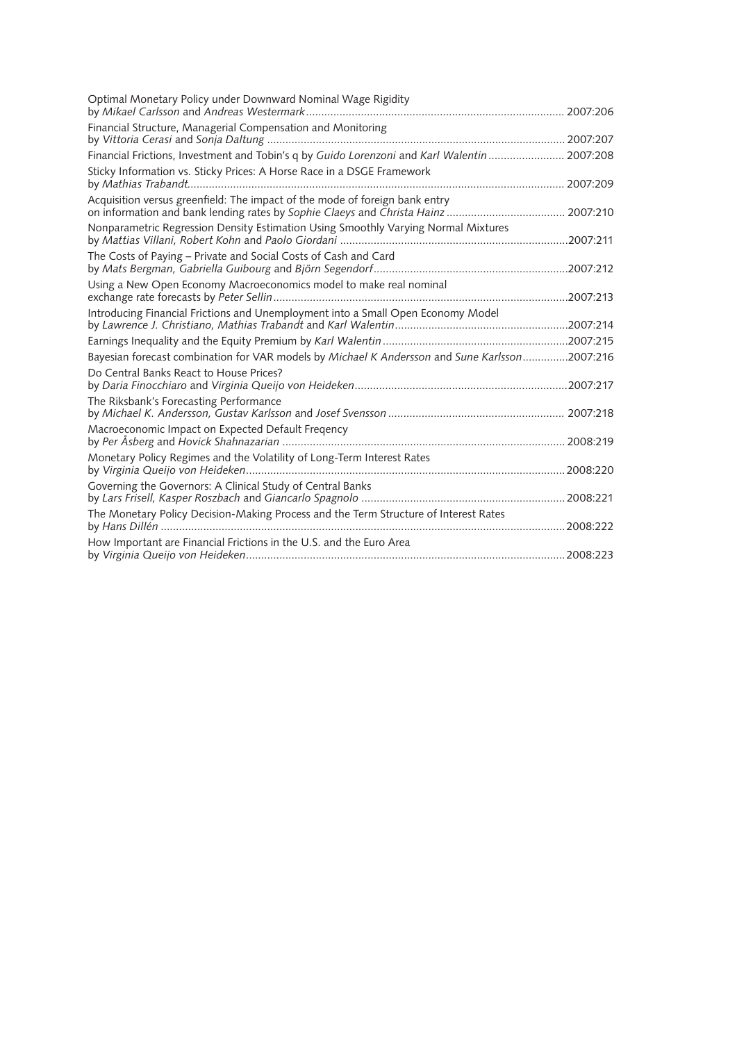Optimal Monetary Policy under Downward Nominal Wage Rigidity
by *Mikael Carlsson* and *Andreas Westermark* ..................................................................................... 2007:206

Financial Structure, Managerial Compensation and Monitoring
by *Vittoria Cerasi* and *Sonja Daltung* ................................................................................................. 2007:207

Financial Frictions, Investment and Tobin's q by *Guido Lorenzoni* and *Karl Walentin* ......................... 2007:208

Sticky Information vs. Sticky Prices: A Horse Race in a DSGE Framework
by *Mathias Trabandt*............................................................................................................................ 2007:209

Acquisition versus greenfield: The impact of the mode of foreign bank entry
on information and bank lending rates by *Sophie Claeys* and *Christa Hainz* ....................................... 2007:210

Nonparametric Regression Density Estimation Using Smoothly Varying Normal Mixtures
by *Mattias Villani, Robert Kohn* and *Paolo Giordani* ...........................................................................2007:211

The Costs of Paying – Private and Social Costs of Cash and Card
by *Mats Bergman, Gabriella Guibourg* and *Björn Segendorf*................................................................2007:212

Using a New Open Economy Macroeconomics model to make real nominal
exchange rate forecasts by *Peter Sellin*.................................................................................................2007:213

Introducing Financial Frictions and Unemployment into a Small Open Economy Model
by *Lawrence J. Christiano, Mathias Trabandt* and *Karl Walentin*.........................................................2007:214

Earnings Inequality and the Equity Premium by *Karl Walentin* .............................................................2007:215

Bayesian forecast combination for VAR models by *Michael K Andersson* and *Sune Karlsson*...............2007:216

Do Central Banks React to House Prices?
by *Daria Finocchiaro* and *Virginia Queijo von Heideken*......................................................................2007:217

The Riksbank's Forecasting Performance
by *Michael K. Andersson, Gustav Karlsson* and *Josef Svensson* .......................................................... 2007:218

Macroeconomic Impact on Expected Default Freqency
by *Per Åsberg* and *Hovick Shahnazarian* ............................................................................................ 2008:219

Monetary Policy Regimes and the Volatility of Long-Term Interest Rates
by *Virginia Queijo von Heideken*......................................................................................................... 2008:220

Governing the Governors: A Clinical Study of Central Banks
by *Lars Frisell, Kasper Roszbach* and *Giancarlo Spagnolo* .................................................................. 2008:221

The Monetary Policy Decision-Making Process and the Term Structure of Interest Rates
by *Hans Dillén* ..................................................................................................................................... 2008:222

How Important are Financial Frictions in the U.S. and the Euro Area
by *Virginia Queijo von Heideken*......................................................................................................... 2008:223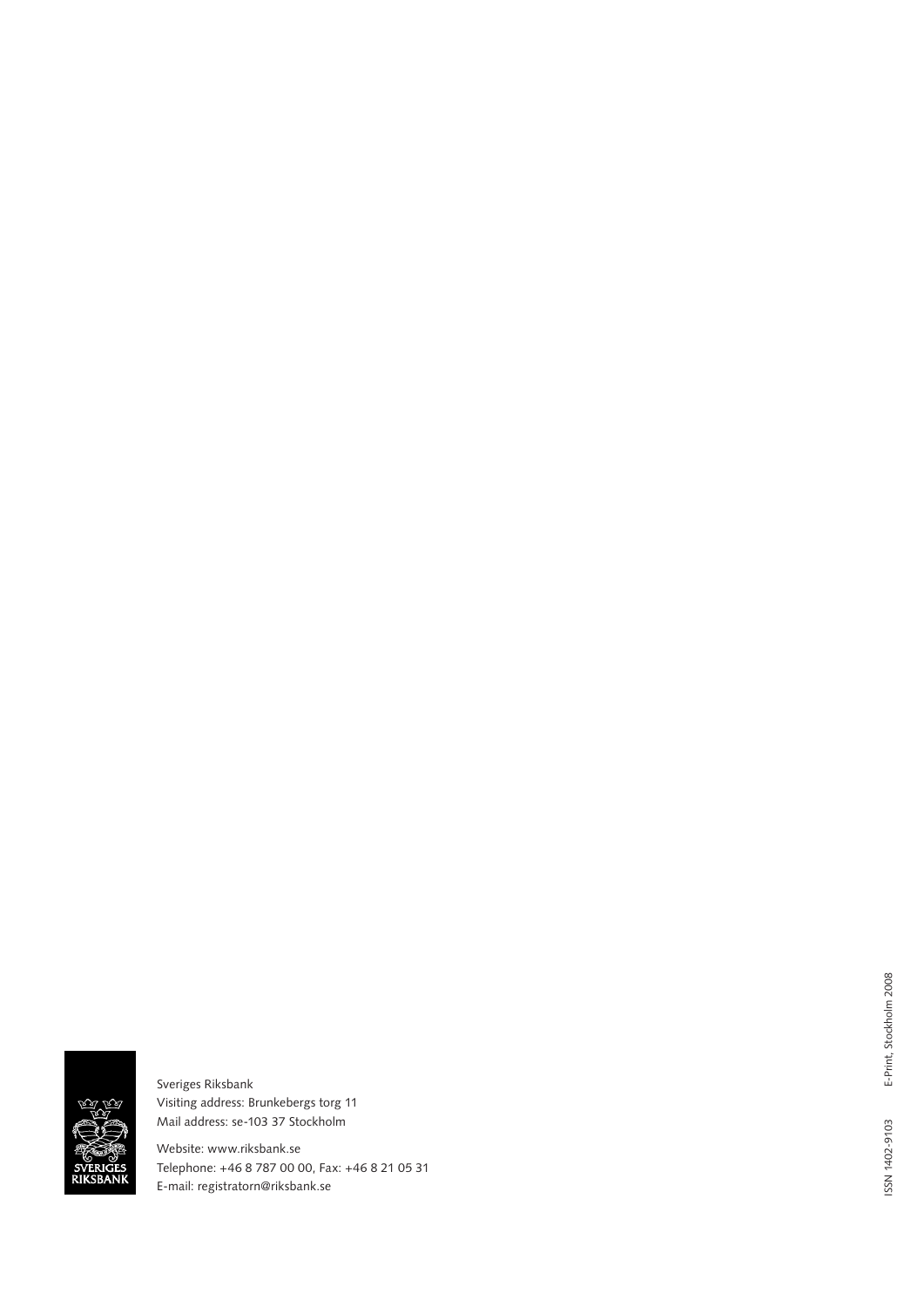Sveriges Riksbank
Visiting address: Brunkebergs torg 11
Mail address: se-103 37 Stockholm

Website: www.riksbank.se
Telephone: +46 8 787 00 00, Fax: +46 8 21 05 31
E-mail: registratorn@riksbank.se

ISSN 1402-9103 E-Print, Stockholm 2008